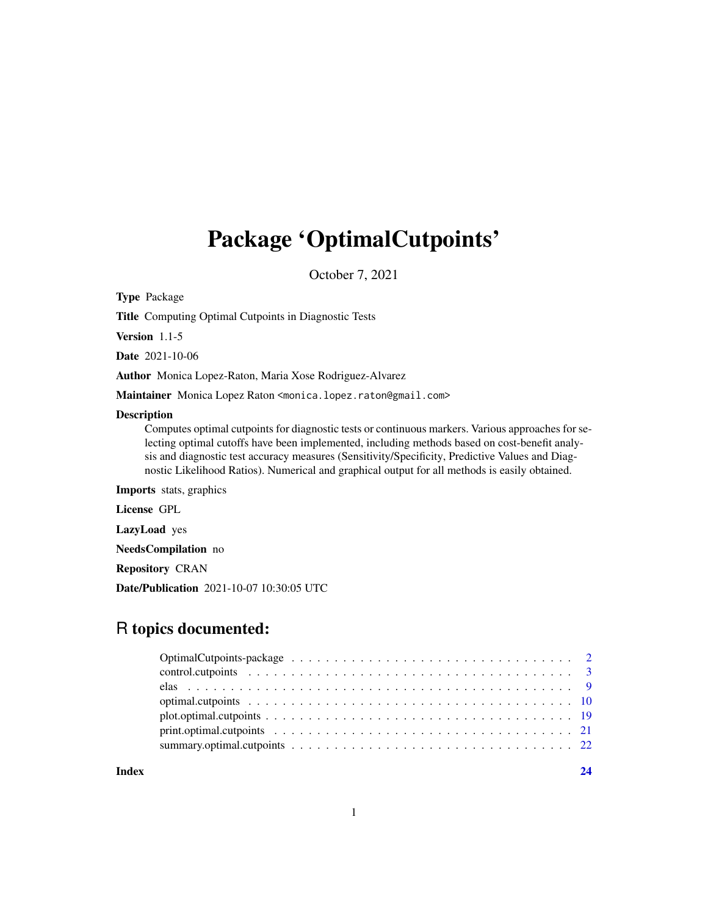# Package 'OptimalCutpoints'

October 7, 2021

**Type** Package

**Title** Computing Optimal Cutpoints in Diagnostic Tests

**Version** 1.1-5

**Date** 2021-10-06

**Author** Monica Lopez-Raton, Maria Xose Rodriguez-Alvarez

**Maintainer** Monica Lopez Raton <monica.lopez.raton@gmail.com>

**Description** Computes optimal cutpoints for diagnostic tests or continuous markers. Various approaches for selecting optimal cutoffs have been implemented, including methods based on cost-benefit analysis and diagnostic test accuracy measures (Sensitivity/Specificity, Predictive Values and Diagnostic Likelihood Ratios). Numerical and graphical output for all methods is easily obtained.

**Imports** stats, graphics

**License** GPL

**LazyLoad** yes

**NeedsCompilation** no

**Repository** CRAN

**Date/Publication** 2021-10-07 10:30:05 UTC

## R topics documented:

| | |
|---|---|
| OptimalCutpoints-package | 2 |
| control.cutpoints | 3 |
| elas | 9 |
| optimal.cutpoints | 10 |
| plot.optimal.cutpoints | 19 |
| print.optimal.cutpoints | 21 |
| summary.optimal.cutpoints | 22 |
| **Index** | **24** |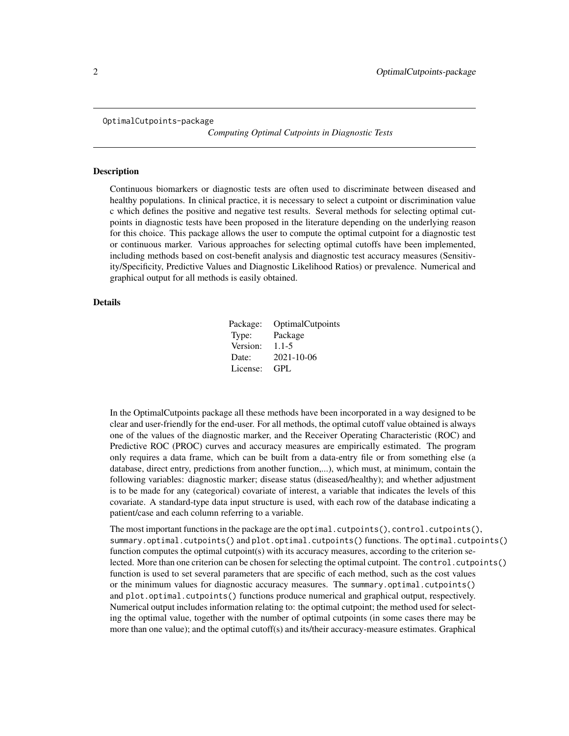OptimalCutpoints-package

*Computing Optimal Cutpoints in Diagnostic Tests*

## Description

Continuous biomarkers or diagnostic tests are often used to discriminate between diseased and healthy populations. In clinical practice, it is necessary to select a cutpoint or discrimination value c which defines the positive and negative test results. Several methods for selecting optimal cutpoints in diagnostic tests have been proposed in the literature depending on the underlying reason for this choice. This package allows the user to compute the optimal cutpoint for a diagnostic test or continuous marker. Various approaches for selecting optimal cutoffs have been implemented, including methods based on cost-benefit analysis and diagnostic test accuracy measures (Sensitivity/Specificity, Predictive Values and Diagnostic Likelihood Ratios) or prevalence. Numerical and graphical output for all methods is easily obtained.

## Details

| | |
|---|---|
| Package: | OptimalCutpoints |
| Type: | Package |
| Version: | 1.1-5 |
| Date: | 2021-10-06 |
| License: | GPL |

In the OptimalCutpoints package all these methods have been incorporated in a way designed to be clear and user-friendly for the end-user. For all methods, the optimal cutoff value obtained is always one of the values of the diagnostic marker, and the Receiver Operating Characteristic (ROC) and Predictive ROC (PROC) curves and accuracy measures are empirically estimated. The program only requires a data frame, which can be built from a data-entry file or from something else (a database, direct entry, predictions from another function,...), which must, at minimum, contain the following variables: diagnostic marker; disease status (diseased/healthy); and whether adjustment is to be made for any (categorical) covariate of interest, a variable that indicates the levels of this covariate. A standard-type data input structure is used, with each row of the database indicating a patient/case and each column referring to a variable.

The most important functions in the package are the `optimal.cutpoints()`, `control.cutpoints()`, `summary.optimal.cutpoints()` and `plot.optimal.cutpoints()` functions. The `optimal.cutpoints()` function computes the optimal cutpoint(s) with its accuracy measures, according to the criterion selected. More than one criterion can be chosen for selecting the optimal cutpoint. The `control.cutpoints()` function is used to set several parameters that are specific of each method, such as the cost values or the minimum values for diagnostic accuracy measures. The `summary.optimal.cutpoints()` and `plot.optimal.cutpoints()` functions produce numerical and graphical output, respectively. Numerical output includes information relating to: the optimal cutpoint; the method used for selecting the optimal value, together with the number of optimal cutpoints (in some cases there may be more than one value); and the optimal cutoff(s) and its/their accuracy-measure estimates. Graphical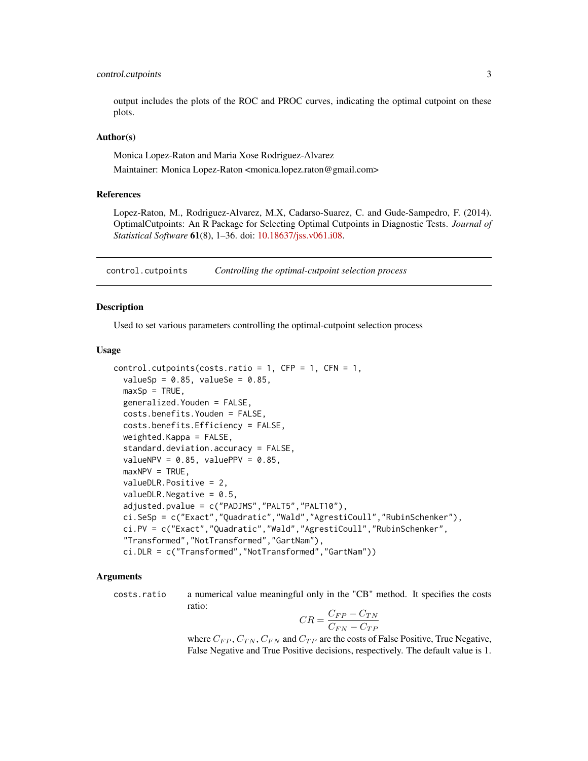output includes the plots of the ROC and PROC curves, indicating the optimal cutpoint on these plots.

### Author(s)

Monica Lopez-Raton and Maria Xose Rodriguez-Alvarez

Maintainer: Monica Lopez-Raton <monica.lopez.raton@gmail.com>

### References

Lopez-Raton, M., Rodriguez-Alvarez, M.X, Cadarso-Suarez, C. and Gude-Sampedro, F. (2014). OptimalCutpoints: An R Package for Selecting Optimal Cutpoints in Diagnostic Tests. *Journal of Statistical Software* **61**(8), 1–36. doi: 10.18637/jss.v061.i08.

---

## control.cutpoints — *Controlling the optimal-cutpoint selection process*

### Description

Used to set various parameters controlling the optimal-cutpoint selection process

### Usage

```
control.cutpoints(costs.ratio = 1, CFP = 1, CFN = 1,
  valueSp = 0.85, valueSe = 0.85,
  maxSp = TRUE,
  generalized.Youden = FALSE,
  costs.benefits.Youden = FALSE,
  costs.benefits.Efficiency = FALSE,
  weighted.Kappa = FALSE,
  standard.deviation.accuracy = FALSE,
  valueNPV = 0.85, valuePPV = 0.85,
  maxNPV = TRUE,
  valueDLR.Positive = 2,
  valueDLR.Negative = 0.5,
  adjusted.pvalue = c("PADJMS","PALT5","PALT10"),
  ci.SeSp = c("Exact","Quadratic","Wald","AgrestiCoull","RubinSchenker"),
  ci.PV = c("Exact","Quadratic","Wald","AgrestiCoull","RubinSchenker",
  "Transformed","NotTransformed","GartNam"),
  ci.DLR = c("Transformed","NotTransformed","GartNam"))
```

### Arguments

`costs.ratio` a numerical value meaningful only in the "CB" method. It specifies the costs ratio:

$$CR = \frac{C_{FP} - C_{TN}}{C_{FN} - C_{TP}}$$

where $C_{FP}$, $C_{TN}$, $C_{FN}$ and $C_{TP}$ are the costs of False Positive, True Negative, False Negative and True Positive decisions, respectively. The default value is 1.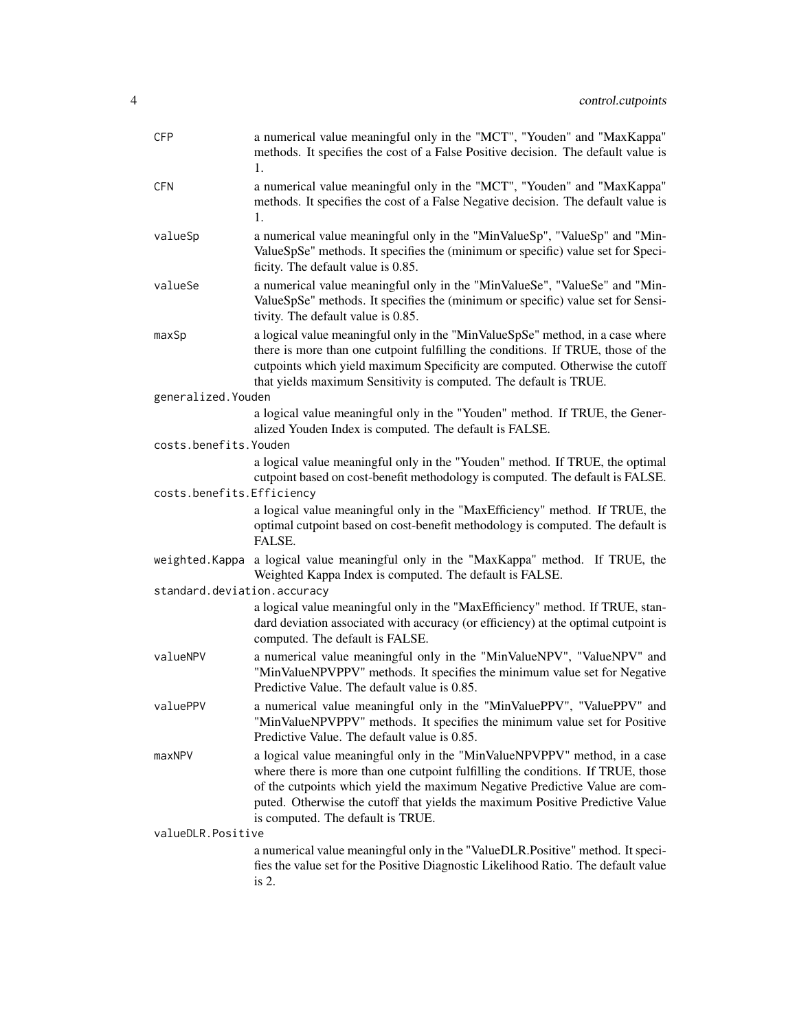`CFP`
: a numerical value meaningful only in the "MCT", "Youden" and "MaxKappa" methods. It specifies the cost of a False Positive decision. The default value is 1.

`CFN`
: a numerical value meaningful only in the "MCT", "Youden" and "MaxKappa" methods. It specifies the cost of a False Negative decision. The default value is 1.

`valueSp`
: a numerical value meaningful only in the "MinValueSp", "ValueSp" and "MinValueSpSe" methods. It specifies the (minimum or specific) value set for Specificity. The default value is 0.85.

`valueSe`
: a numerical value meaningful only in the "MinValueSe", "ValueSe" and "MinValueSpSe" methods. It specifies the (minimum or specific) value set for Sensitivity. The default value is 0.85.

`maxSp`
: a logical value meaningful only in the "MinValueSpSe" method, in a case where there is more than one cutpoint fulfilling the conditions. If TRUE, those of the cutpoints which yield maximum Specificity are computed. Otherwise the cutoff that yields maximum Sensitivity is computed. The default is TRUE.

`generalized.Youden`
: a logical value meaningful only in the "Youden" method. If TRUE, the Generalized Youden Index is computed. The default is FALSE.

`costs.benefits.Youden`
: a logical value meaningful only in the "Youden" method. If TRUE, the optimal cutpoint based on cost-benefit methodology is computed. The default is FALSE.

`costs.benefits.Efficiency`
: a logical value meaningful only in the "MaxEfficiency" method. If TRUE, the optimal cutpoint based on cost-benefit methodology is computed. The default is FALSE.

`weighted.Kappa`
: a logical value meaningful only in the "MaxKappa" method. If TRUE, the Weighted Kappa Index is computed. The default is FALSE.

`standard.deviation.accuracy`
: a logical value meaningful only in the "MaxEfficiency" method. If TRUE, standard deviation associated with accuracy (or efficiency) at the optimal cutpoint is computed. The default is FALSE.

`valueNPV`
: a numerical value meaningful only in the "MinValueNPV", "ValueNPV" and "MinValueNPVPPV" methods. It specifies the minimum value set for Negative Predictive Value. The default value is 0.85.

`valuePPV`
: a numerical value meaningful only in the "MinValuePPV", "ValuePPV" and "MinValueNPVPPV" methods. It specifies the minimum value set for Positive Predictive Value. The default value is 0.85.

`maxNPV`
: a logical value meaningful only in the "MinValueNPVPPV" method, in a case where there is more than one cutpoint fulfilling the conditions. If TRUE, those of the cutpoints which yield the maximum Negative Predictive Value are computed. Otherwise the cutoff that yields the maximum Positive Predictive Value is computed. The default is TRUE.

`valueDLR.Positive`
: a numerical value meaningful only in the "ValueDLR.Positive" method. It specifies the value set for the Positive Diagnostic Likelihood Ratio. The default value is 2.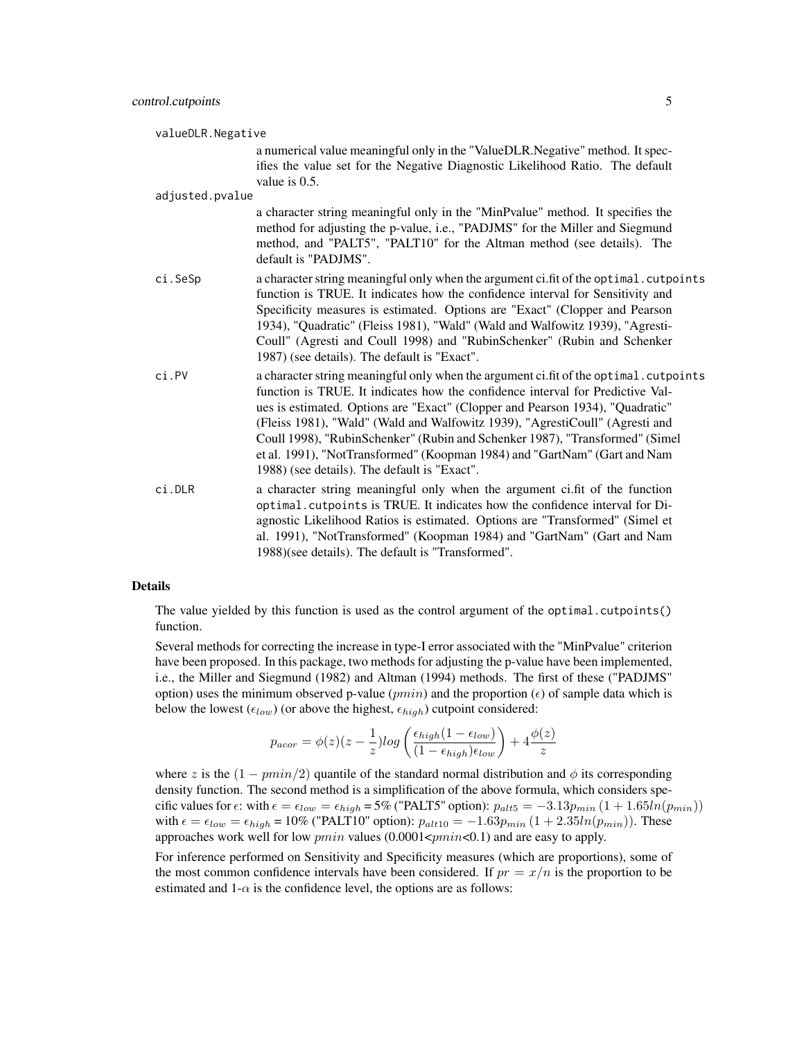`valueDLR.Negative`
: a numerical value meaningful only in the "ValueDLR.Negative" method. It specifies the value set for the Negative Diagnostic Likelihood Ratio. The default value is 0.5.

`adjusted.pvalue`
: a character string meaningful only in the "MinPvalue" method. It specifies the method for adjusting the p-value, i.e., "PADJMS" for the Miller and Siegmund method, and "PALT5", "PALT10" for the Altman method (see details). The default is "PADJMS".

`ci.SeSp`
: a character string meaningful only when the argument ci.fit of the `optimal.cutpoints` function is TRUE. It indicates how the confidence interval for Sensitivity and Specificity measures is estimated. Options are "Exact" (Clopper and Pearson 1934), "Quadratic" (Fleiss 1981), "Wald" (Wald and Walfowitz 1939), "Agresti-Coull" (Agresti and Coull 1998) and "RubinSchenker" (Rubin and Schenker 1987) (see details). The default is "Exact".

`ci.PV`
: a character string meaningful only when the argument ci.fit of the `optimal.cutpoints` function is TRUE. It indicates how the confidence interval for Predictive Values is estimated. Options are "Exact" (Clopper and Pearson 1934), "Quadratic" (Fleiss 1981), "Wald" (Wald and Walfowitz 1939), "AgrestiCoull" (Agresti and Coull 1998), "RubinSchenker" (Rubin and Schenker 1987), "Transformed" (Simel et al. 1991), "NotTransformed" (Koopman 1984) and "GartNam" (Gart and Nam 1988) (see details). The default is "Exact".

`ci.DLR`
: a character string meaningful only when the argument ci.fit of the function `optimal.cutpoints` is TRUE. It indicates how the confidence interval for Diagnostic Likelihood Ratios is estimated. Options are "Transformed" (Simel et al. 1991), "NotTransformed" (Koopman 1984) and "GartNam" (Gart and Nam 1988)(see details). The default is "Transformed".

## Details

The value yielded by this function is used as the control argument of the `optimal.cutpoints()` function.

Several methods for correcting the increase in type-I error associated with the "MinPvalue" criterion have been proposed. In this package, two methods for adjusting the p-value have been implemented, i.e., the Miller and Siegmund (1982) and Altman (1994) methods. The first of these ("PADJMS" option) uses the minimum observed p-value ($pmin$) and the proportion ($\epsilon$) of sample data which is below the lowest ($\epsilon_{low}$) (or above the highest, $\epsilon_{high}$) cutpoint considered:

$$p_{acor} = \phi(z)(z - \frac{1}{z})log\left(\frac{\epsilon_{high}(1-\epsilon_{low})}{(1-\epsilon_{high})\epsilon_{low}}\right) + 4\frac{\phi(z)}{z}$$

where $z$ is the $(1 - pmin/2)$ quantile of the standard normal distribution and $\phi$ its corresponding density function. The second method is a simplification of the above formula, which considers specific values for $\epsilon$: with $\epsilon = \epsilon_{low} = \epsilon_{high}$ = 5% ("PALT5" option): $p_{alt5} = -3.13p_{min}\,(1 + 1.65ln(p_{min}))$ with $\epsilon = \epsilon_{low} = \epsilon_{high}$ = 10% ("PALT10" option): $p_{alt10} = -1.63p_{min}\,(1 + 2.35ln(p_{min}))$. These approaches work well for low $pmin$ values ($0.0001 < pmin < 0.1$) and are easy to apply.

For inference performed on Sensitivity and Specificity measures (which are proportions), some of the most common confidence intervals have been considered. If $pr = x/n$ is the proportion to be estimated and 1-$\alpha$ is the confidence level, the options are as follows: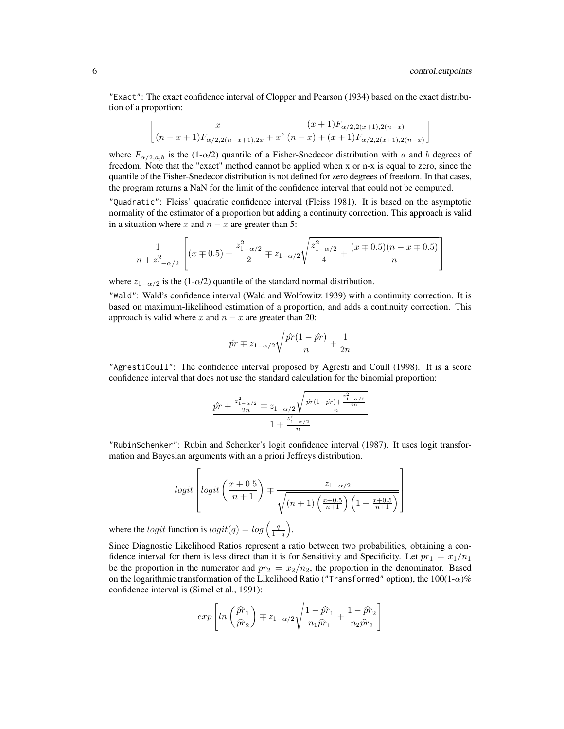"Exact": The exact confidence interval of Clopper and Pearson (1934) based on the exact distribution of a proportion:

$$\left[\frac{x}{(n-x+1)F_{\alpha/2,2(n-x+1),2x}+x}, \frac{(x+1)F_{\alpha/2,2(x+1),2(n-x)}}{(n-x)+(x+1)F_{\alpha/2,2(x+1),2(n-x)}}\right]$$

where $F_{\alpha/2,a,b}$ is the (1-$\alpha$/2) quantile of a Fisher-Snedecor distribution with $a$ and $b$ degrees of freedom. Note that the "exact" method cannot be applied when x or n-x is equal to zero, since the quantile of the Fisher-Snedecor distribution is not defined for zero degrees of freedom. In that cases, the program returns a NaN for the limit of the confidence interval that could not be computed.

"Quadratic": Fleiss' quadratic confidence interval (Fleiss 1981). It is based on the asymptotic normality of the estimator of a proportion but adding a continuity correction. This approach is valid in a situation where $x$ and $n-x$ are greater than 5:

$$\frac{1}{n+z_{1-\alpha/2}^2}\left[(x \mp 0.5)+\frac{z_{1-\alpha/2}^2}{2} \mp z_{1-\alpha/2}\sqrt{\frac{z_{1-\alpha/2}^2}{4}+\frac{(x \mp 0.5)(n-x \mp 0.5)}{n}}\right]$$

where $z_{1-\alpha/2}$ is the (1-$\alpha$/2) quantile of the standard normal distribution.

"Wald": Wald's confidence interval (Wald and Wolfowitz 1939) with a continuity correction. It is based on maximum-likelihood estimation of a proportion, and adds a continuity correction. This approach is valid where $x$ and $n-x$ are greater than 20:

$$\hat{pr} \mp z_{1-\alpha/2}\sqrt{\frac{\hat{pr}(1-\hat{pr})}{n}}+\frac{1}{2n}$$

"AgrestiCoull": The confidence interval proposed by Agresti and Coull (1998). It is a score confidence interval that does not use the standard calculation for the binomial proportion:

$$\frac{\hat{pr}+\frac{z_{1-\alpha/2}^2}{2n} \mp z_{1-\alpha/2}\sqrt{\frac{\hat{pr}(1-\hat{pr})+\frac{z_{1-\alpha/2}^2}{4n}}{n}}}{1+\frac{z_{1-\alpha/2}^2}{n}}$$

"RubinSchenker": Rubin and Schenker's logit confidence interval (1987). It uses logit transformation and Bayesian arguments with an a priori Jeffreys distribution.

$$logit\left[logit\left(\frac{x+0.5}{n+1}\right) \mp \frac{z_{1-\alpha/2}}{\sqrt{(n+1)\left(\frac{x+0.5}{n+1}\right)\left(1-\frac{x+0.5}{n+1}\right)}}\right]$$

where the $logit$ function is $logit(q) = log\left(\frac{q}{1-q}\right)$.

Since Diagnostic Likelihood Ratios represent a ratio between two probabilities, obtaining a confidence interval for them is less direct than it is for Sensitivity and Specificity. Let $pr_1 = x_1/n_1$ be the proportion in the numerator and $pr_2 = x_2/n_2$, the proportion in the denominator. Based on the logarithmic transformation of the Likelihood Ratio ("Transformed" option), the 100(1-$\alpha$)% confidence interval is (Simel et al., 1991):

$$exp\left[ln\left(\frac{\widehat{pr}_1}{\widehat{pr}_2}\right) \mp z_{1-\alpha/2}\sqrt{\frac{1-\widehat{pr}_1}{n_1\widehat{pr}_1}+\frac{1-\widehat{pr}_2}{n_2\widehat{pr}_2}}\right]$$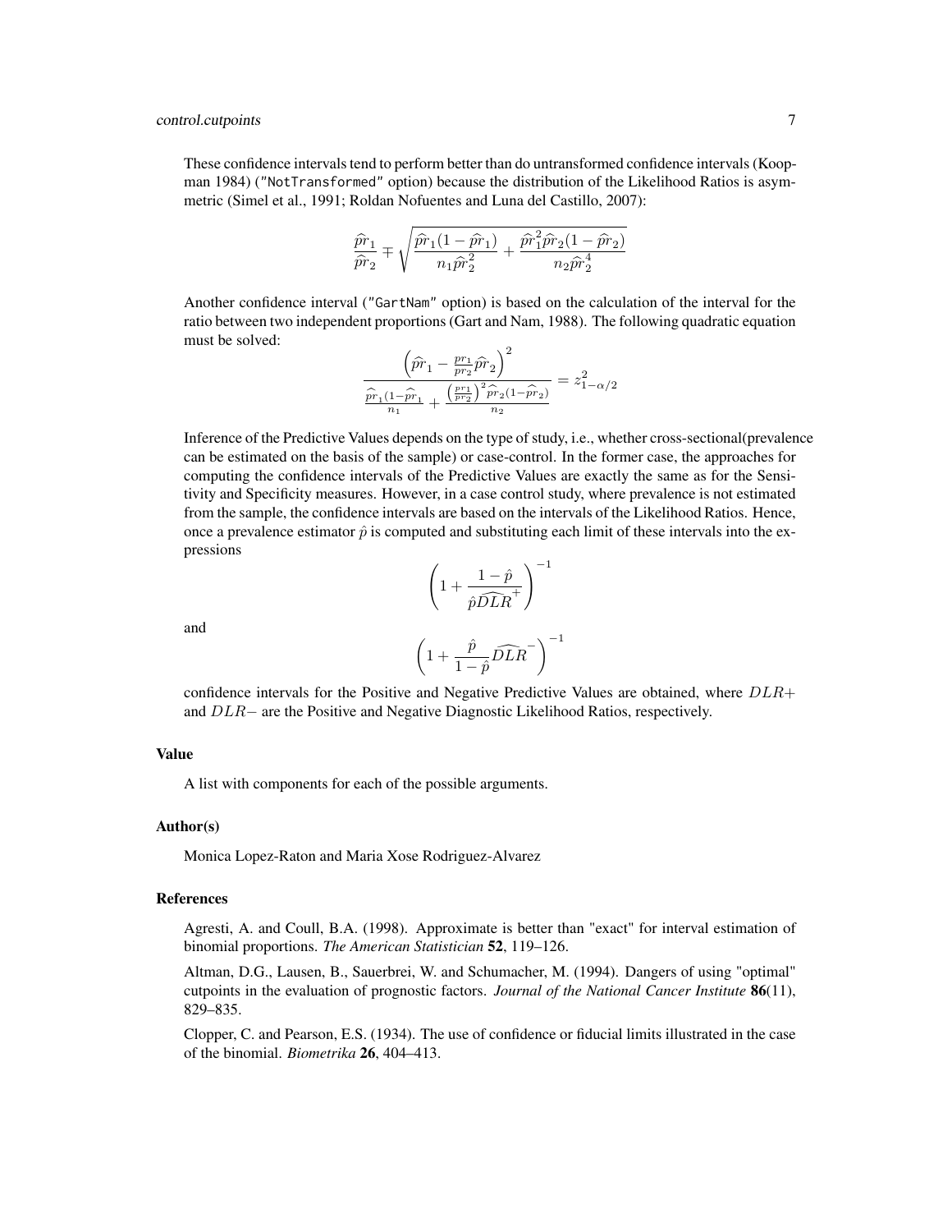These confidence intervals tend to perform better than do untransformed confidence intervals (Koopman 1984) ("NotTransformed" option) because the distribution of the Likelihood Ratios is asymmetric (Simel et al., 1991; Roldan Nofuentes and Luna del Castillo, 2007):

$$\frac{\widehat{pr}_1}{\widehat{pr}_2} \mp \sqrt{\frac{\widehat{pr}_1(1-\widehat{pr}_1)}{n_1\widehat{pr}_2^2} + \frac{\widehat{pr}_1^2\widehat{pr}_2(1-\widehat{pr}_2)}{n_2\widehat{pr}_2^4}}$$

Another confidence interval ("GartNam" option) is based on the calculation of the interval for the ratio between two independent proportions (Gart and Nam, 1988). The following quadratic equation must be solved:

$$\frac{\left(\widehat{pr}_1 - \frac{pr_1}{pr_2}\widehat{pr}_2\right)^2}{\frac{\widehat{pr}_1(1-\widehat{pr}_1}{n_1} + \frac{\left(\frac{pr_1}{pr_2}\right)^2\widehat{pr}_2(1-\widehat{pr}_2)}{n_2}} = z_{1-\alpha/2}^2$$

Inference of the Predictive Values depends on the type of study, i.e., whether cross-sectional(prevalence can be estimated on the basis of the sample) or case-control. In the former case, the approaches for computing the confidence intervals of the Predictive Values are exactly the same as for the Sensitivity and Specificity measures. However, in a case control study, where prevalence is not estimated from the sample, the confidence intervals are based on the intervals of the Likelihood Ratios. Hence, once a prevalence estimator $\hat{p}$ is computed and substituting each limit of these intervals into the expressions

$$\left(1 + \frac{1-\hat{p}}{\hat{p}\widehat{DLR}^+}\right)^{-1}$$

and

$$\left(1 + \frac{\hat{p}}{1-\hat{p}}\widehat{DLR}^-\right)^{-1}$$

confidence intervals for the Positive and Negative Predictive Values are obtained, where $DLR+$ and $DLR-$ are the Positive and Negative Diagnostic Likelihood Ratios, respectively.

### Value

A list with components for each of the possible arguments.

### Author(s)

Monica Lopez-Raton and Maria Xose Rodriguez-Alvarez

### References

Agresti, A. and Coull, B.A. (1998). Approximate is better than "exact" for interval estimation of binomial proportions. *The American Statistician* **52**, 119–126.

Altman, D.G., Lausen, B., Sauerbrei, W. and Schumacher, M. (1994). Dangers of using "optimal" cutpoints in the evaluation of prognostic factors. *Journal of the National Cancer Institute* **86**(11), 829–835.

Clopper, C. and Pearson, E.S. (1934). The use of confidence or fiducial limits illustrated in the case of the binomial. *Biometrika* **26**, 404–413.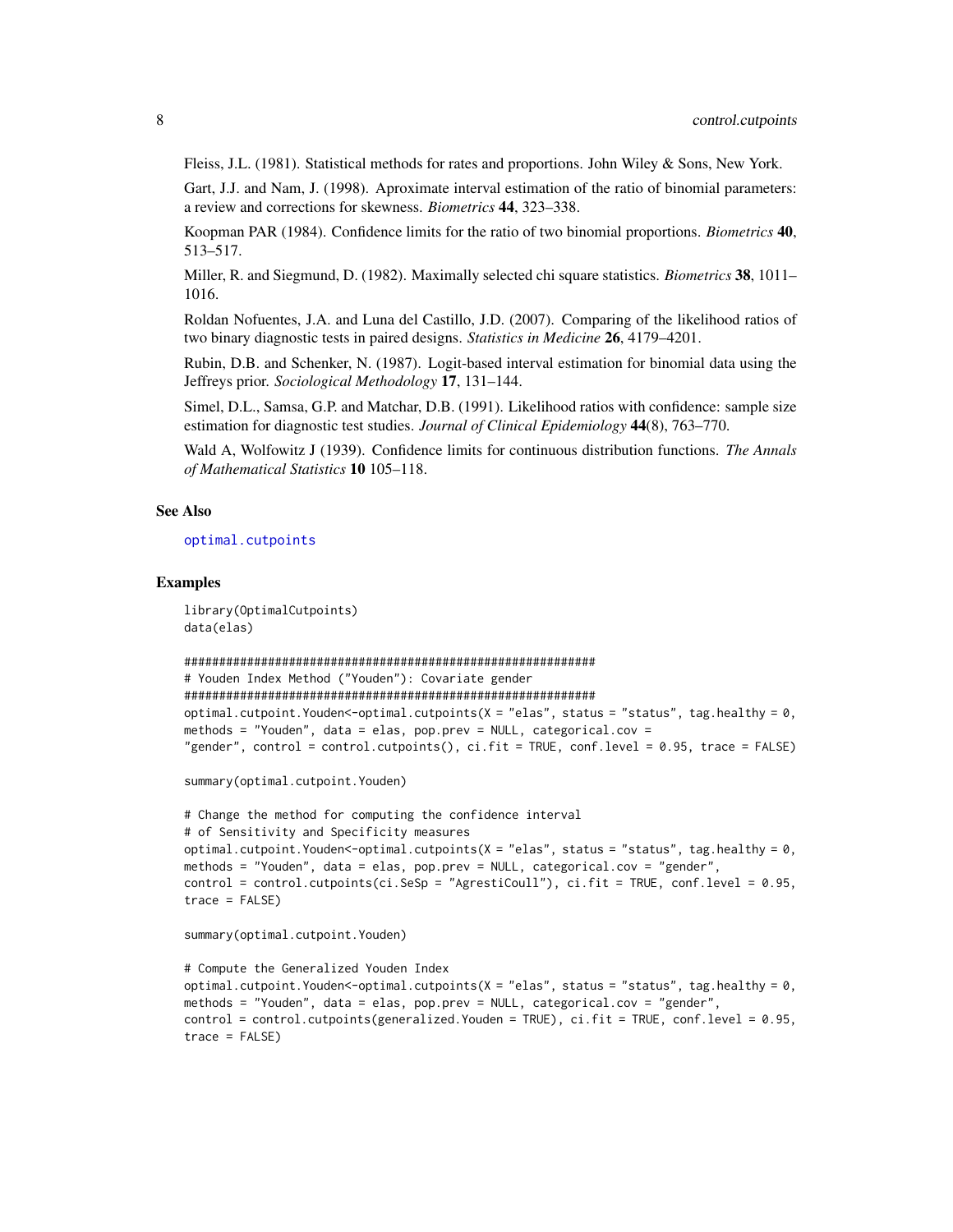Fleiss, J.L. (1981). Statistical methods for rates and proportions. John Wiley & Sons, New York.

Gart, J.J. and Nam, J. (1998). Aproximate interval estimation of the ratio of binomial parameters: a review and corrections for skewness. *Biometrics* **44**, 323–338.

Koopman PAR (1984). Confidence limits for the ratio of two binomial proportions. *Biometrics* **40**, 513–517.

Miller, R. and Siegmund, D. (1982). Maximally selected chi square statistics. *Biometrics* **38**, 1011–1016.

Roldan Nofuentes, J.A. and Luna del Castillo, J.D. (2007). Comparing of the likelihood ratios of two binary diagnostic tests in paired designs. *Statistics in Medicine* **26**, 4179–4201.

Rubin, D.B. and Schenker, N. (1987). Logit-based interval estimation for binomial data using the Jeffreys prior. *Sociological Methodology* **17**, 131–144.

Simel, D.L., Samsa, G.P. and Matchar, D.B. (1991). Likelihood ratios with confidence: sample size estimation for diagnostic test studies. *Journal of Clinical Epidemiology* **44**(8), 763–770.

Wald A, Wolfowitz J (1939). Confidence limits for continuous distribution functions. *The Annals of Mathematical Statistics* **10** 105–118.

## See Also

optimal.cutpoints

## Examples

```
library(OptimalCutpoints)
data(elas)

###########################################################
# Youden Index Method ("Youden"): Covariate gender
###########################################################
optimal.cutpoint.Youden<-optimal.cutpoints(X = "elas", status = "status", tag.healthy = 0,
methods = "Youden", data = elas, pop.prev = NULL, categorical.cov =
"gender", control = control.cutpoints(), ci.fit = TRUE, conf.level = 0.95, trace = FALSE)

summary(optimal.cutpoint.Youden)

# Change the method for computing the confidence interval
# of Sensitivity and Specificity measures
optimal.cutpoint.Youden<-optimal.cutpoints(X = "elas", status = "status", tag.healthy = 0,
methods = "Youden", data = elas, pop.prev = NULL, categorical.cov = "gender",
control = control.cutpoints(ci.SeSp = "AgrestiCoull"), ci.fit = TRUE, conf.level = 0.95,
trace = FALSE)

summary(optimal.cutpoint.Youden)

# Compute the Generalized Youden Index
optimal.cutpoint.Youden<-optimal.cutpoints(X = "elas", status = "status", tag.healthy = 0,
methods = "Youden", data = elas, pop.prev = NULL, categorical.cov = "gender",
control = control.cutpoints(generalized.Youden = TRUE), ci.fit = TRUE, conf.level = 0.95,
trace = FALSE)
```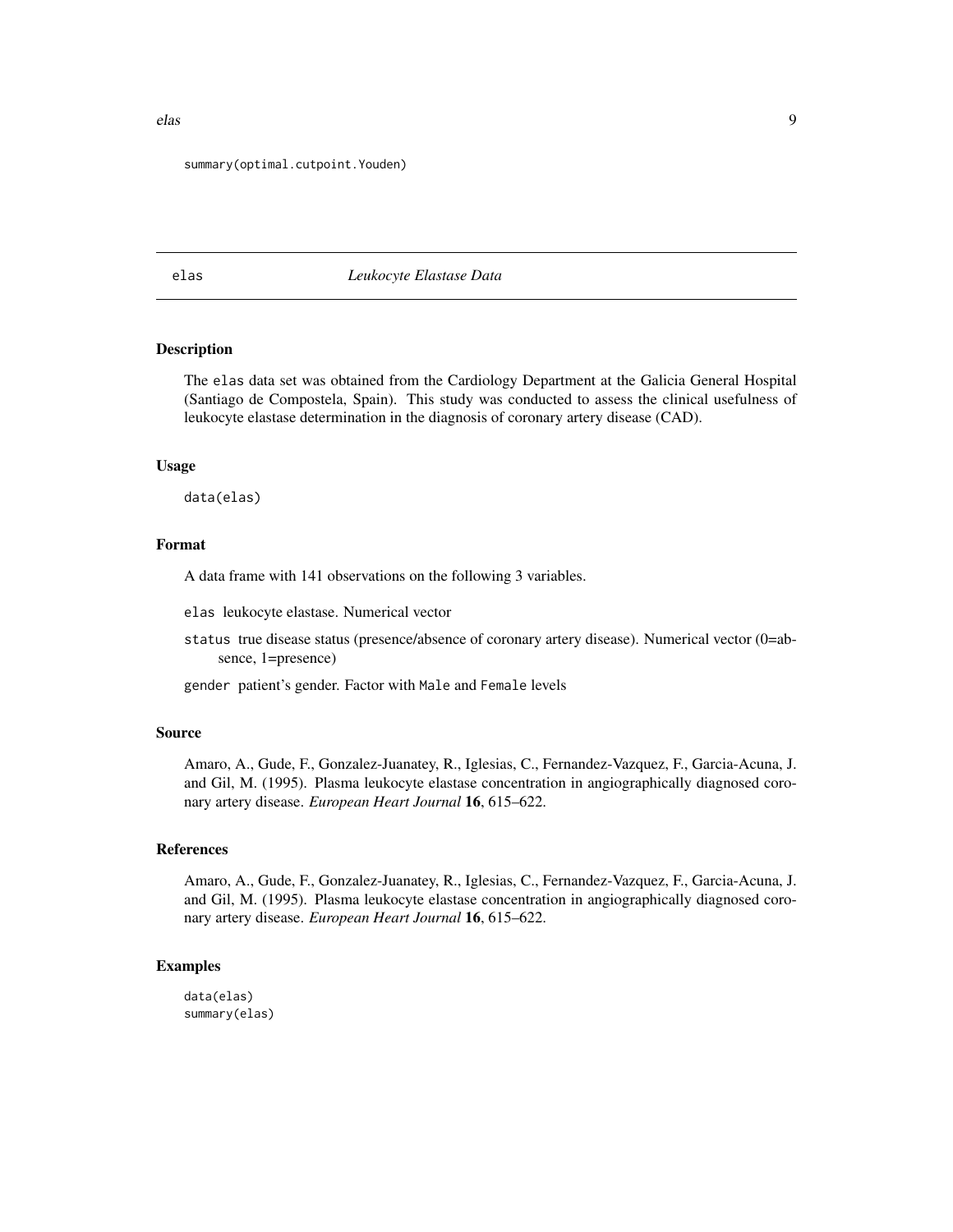```
summary(optimal.cutpoint.Youden)
```

## elas *Leukocyte Elastase Data*

### Description

The elas data set was obtained from the Cardiology Department at the Galicia General Hospital (Santiago de Compostela, Spain). This study was conducted to assess the clinical usefulness of leukocyte elastase determination in the diagnosis of coronary artery disease (CAD).

### Usage

```
data(elas)
```

### Format

A data frame with 141 observations on the following 3 variables.

- `elas` leukocyte elastase. Numerical vector
- `status` true disease status (presence/absence of coronary artery disease). Numerical vector (0=absence, 1=presence)
- `gender` patient's gender. Factor with `Male` and `Female` levels

### Source

Amaro, A., Gude, F., Gonzalez-Juanatey, R., Iglesias, C., Fernandez-Vazquez, F., Garcia-Acuna, J. and Gil, M. (1995). Plasma leukocyte elastase concentration in angiographically diagnosed coronary artery disease. *European Heart Journal* **16**, 615–622.

### References

Amaro, A., Gude, F., Gonzalez-Juanatey, R., Iglesias, C., Fernandez-Vazquez, F., Garcia-Acuna, J. and Gil, M. (1995). Plasma leukocyte elastase concentration in angiographically diagnosed coronary artery disease. *European Heart Journal* **16**, 615–622.

### Examples

```
data(elas)
summary(elas)
```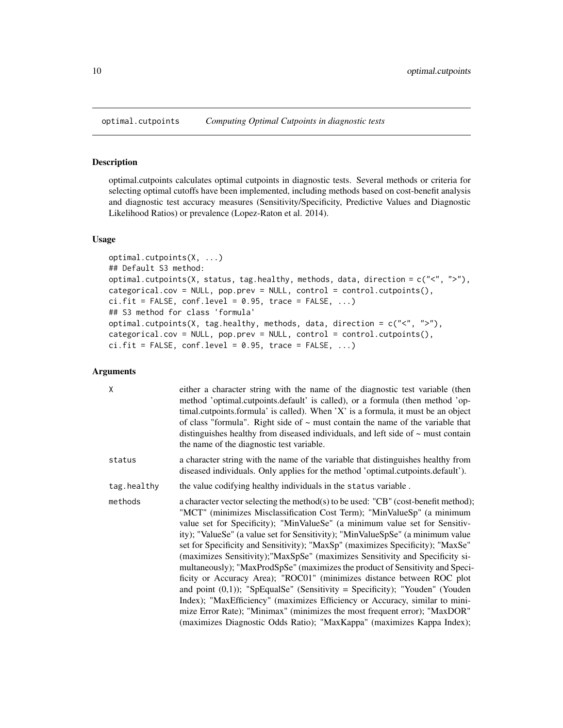optimal.cutpoints *Computing Optimal Cutpoints in diagnostic tests*

### Description

optimal.cutpoints calculates optimal cutpoints in diagnostic tests. Several methods or criteria for selecting optimal cutoffs have been implemented, including methods based on cost-benefit analysis and diagnostic test accuracy measures (Sensitivity/Specificity, Predictive Values and Diagnostic Likelihood Ratios) or prevalence (Lopez-Raton et al. 2014).

### Usage

```
optimal.cutpoints(X, ...)
## Default S3 method:
optimal.cutpoints(X, status, tag.healthy, methods, data, direction = c("<", ">"),
categorical.cov = NULL, pop.prev = NULL, control = control.cutpoints(),
ci.fit = FALSE, conf.level = 0.95, trace = FALSE, ...)
## S3 method for class 'formula'
optimal.cutpoints(X, tag.healthy, methods, data, direction = c("<", ">"),
categorical.cov = NULL, pop.prev = NULL, control = control.cutpoints(),
ci.fit = FALSE, conf.level = 0.95, trace = FALSE, ...)
```

### Arguments

| | |
|---|---|
| `X` | either a character string with the name of the diagnostic test variable (then method 'optimal.cutpoints.default' is called), or a formula (then method 'optimal.cutpoints.formula' is called). When 'X' is a formula, it must be an object of class "formula". Right side of ~ must contain the name of the variable that distinguishes healthy from diseased individuals, and left side of ~ must contain the name of the diagnostic test variable. |
| `status` | a character string with the name of the variable that distinguishes healthy from diseased individuals. Only applies for the method 'optimal.cutpoints.default'). |
| `tag.healthy` | the value codifying healthy individuals in the `status` variable . |
| `methods` | a character vector selecting the method(s) to be used: "CB" (cost-benefit method); "MCT" (minimizes Misclassification Cost Term); "MinValueSp" (a minimum value set for Specificity); "MinValueSe" (a minimum value set for Sensitivity); "ValueSe" (a value set for Sensitivity); "MinValueSpSe" (a minimum value set for Specificity and Sensitivity); "MaxSp" (maximizes Specificity); "MaxSe" (maximizes Sensitivity);"MaxSpSe" (maximizes Sensitivity and Specificity simultaneously); "MaxProdSpSe" (maximizes the product of Sensitivity and Specificity or Accuracy Area); "ROC01" (minimizes distance between ROC plot and point (0,1)); "SpEqualSe" (Sensitivity = Specificity); "Youden" (Youden Index); "MaxEfficiency" (maximizes Efficiency or Accuracy, similar to minimize Error Rate); "Minimax" (minimizes the most frequent error); "MaxDOR" (maximizes Diagnostic Odds Ratio); "MaxKappa" (maximizes Kappa Index); |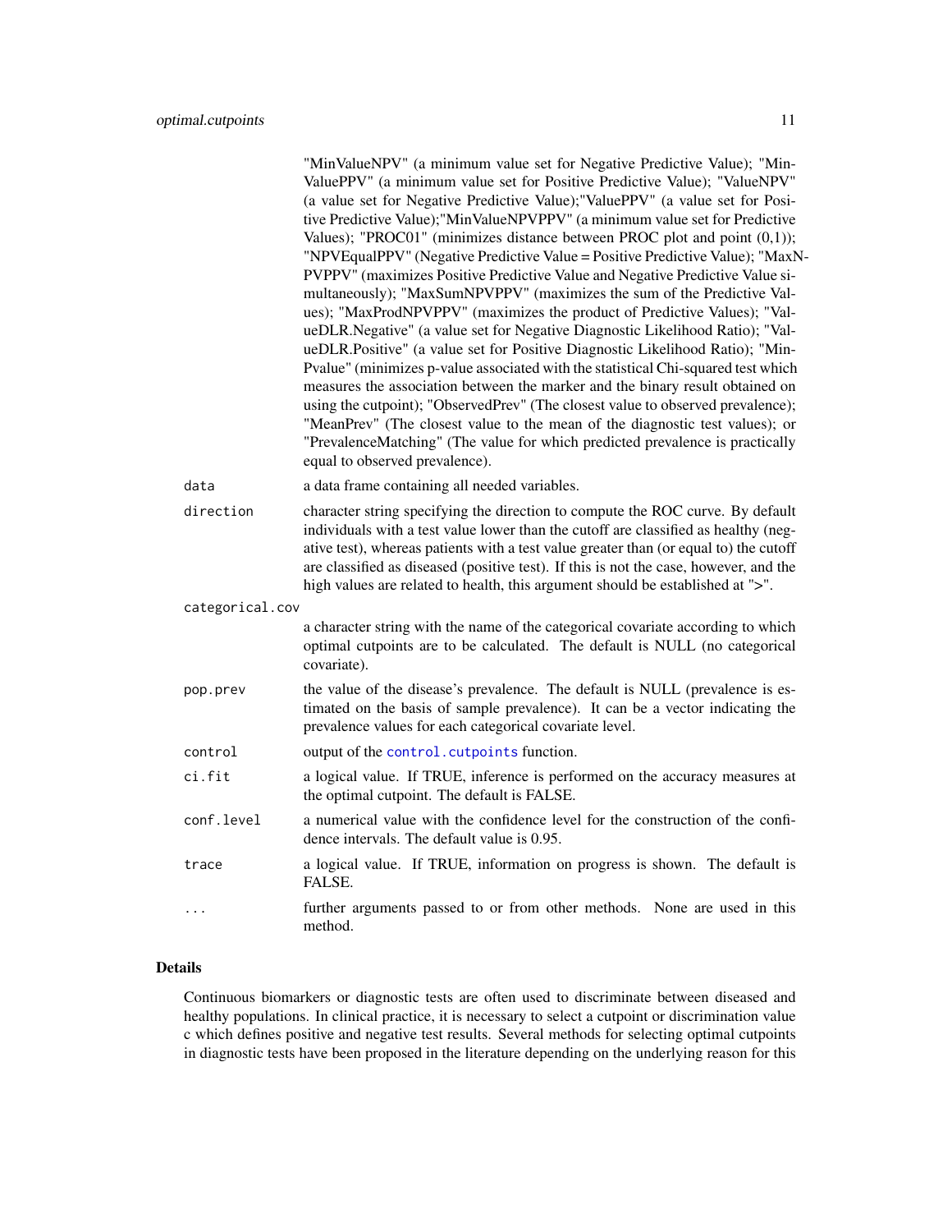"MinValueNPV" (a minimum value set for Negative Predictive Value); "MinValuePPV" (a minimum value set for Positive Predictive Value); "ValueNPV" (a value set for Negative Predictive Value);"ValuePPV" (a value set for Positive Predictive Value);"MinValueNPVPPV" (a minimum value set for Predictive Values); "PROC01" (minimizes distance between PROC plot and point (0,1)); "NPVEqualPPV" (Negative Predictive Value = Positive Predictive Value); "MaxNPVPPV" (maximizes Positive Predictive Value and Negative Predictive Value simultaneously); "MaxSumNPVPPV" (maximizes the sum of the Predictive Values); "MaxProdNPVPPV" (maximizes the product of Predictive Values); "ValueDLR.Negative" (a value set for Negative Diagnostic Likelihood Ratio); "ValueDLR.Positive" (a value set for Positive Diagnostic Likelihood Ratio); "MinPvalue" (minimizes p-value associated with the statistical Chi-squared test which measures the association between the marker and the binary result obtained on using the cutpoint); "ObservedPrev" (The closest value to observed prevalence); "MeanPrev" (The closest value to the mean of the diagnostic test values); or "PrevalenceMatching" (The value for which predicted prevalence is practically equal to observed prevalence).

`data` a data frame containing all needed variables.

`direction` character string specifying the direction to compute the ROC curve. By default individuals with a test value lower than the cutoff are classified as healthy (negative test), whereas patients with a test value greater than (or equal to) the cutoff are classified as diseased (positive test). If this is not the case, however, and the high values are related to health, this argument should be established at ">".

`categorical.cov` a character string with the name of the categorical covariate according to which optimal cutpoints are to be calculated. The default is NULL (no categorical covariate).

`pop.prev` the value of the disease's prevalence. The default is NULL (prevalence is estimated on the basis of sample prevalence). It can be a vector indicating the prevalence values for each categorical covariate level.

`control` output of the `control.cutpoints` function.

`ci.fit` a logical value. If TRUE, inference is performed on the accuracy measures at the optimal cutpoint. The default is FALSE.

`conf.level` a numerical value with the confidence level for the construction of the confidence intervals. The default value is 0.95.

`trace` a logical value. If TRUE, information on progress is shown. The default is FALSE.

`...` further arguments passed to or from other methods. None are used in this method.

## Details

Continuous biomarkers or diagnostic tests are often used to discriminate between diseased and healthy populations. In clinical practice, it is necessary to select a cutpoint or discrimination value c which defines positive and negative test results. Several methods for selecting optimal cutpoints in diagnostic tests have been proposed in the literature depending on the underlying reason for this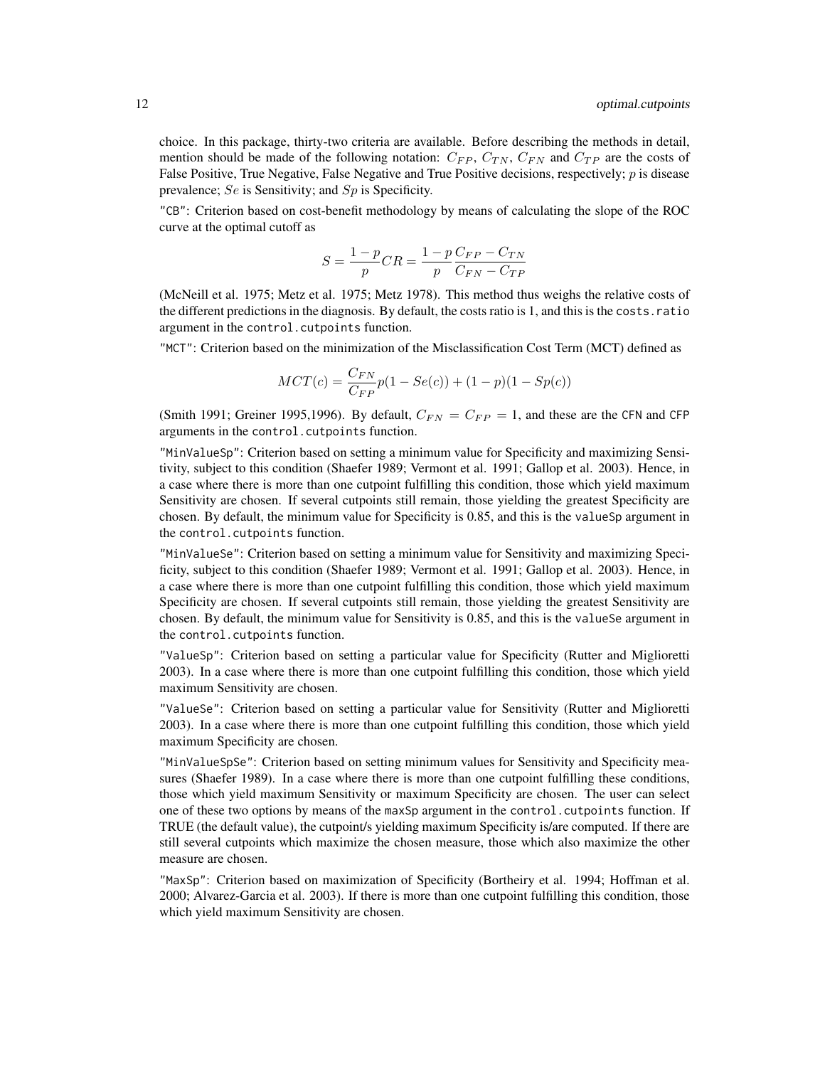choice. In this package, thirty-two criteria are available. Before describing the methods in detail, mention should be made of the following notation: $C_{FP}$, $C_{TN}$, $C_{FN}$ and $C_{TP}$ are the costs of False Positive, True Negative, False Negative and True Positive decisions, respectively; $p$ is disease prevalence; $Se$ is Sensitivity; and $Sp$ is Specificity.

"CB": Criterion based on cost-benefit methodology by means of calculating the slope of the ROC curve at the optimal cutoff as

$$S = \frac{1-p}{p}CR = \frac{1-p}{p}\frac{C_{FP} - C_{TN}}{C_{FN} - C_{TP}}$$

(McNeill et al. 1975; Metz et al. 1975; Metz 1978). This method thus weighs the relative costs of the different predictions in the diagnosis. By default, the costs ratio is 1, and this is the `costs.ratio` argument in the `control.cutpoints` function.

"MCT": Criterion based on the minimization of the Misclassification Cost Term (MCT) defined as

$$MCT(c) = \frac{C_{FN}}{C_{FP}}p(1 - Se(c)) + (1-p)(1 - Sp(c))$$

(Smith 1991; Greiner 1995,1996). By default, $C_{FN} = C_{FP} = 1$, and these are the CFN and CFP arguments in the `control.cutpoints` function.

"MinValueSp": Criterion based on setting a minimum value for Specificity and maximizing Sensitivity, subject to this condition (Shaefer 1989; Vermont et al. 1991; Gallop et al. 2003). Hence, in a case where there is more than one cutpoint fulfilling this condition, those which yield maximum Sensitivity are chosen. If several cutpoints still remain, those yielding the greatest Specificity are chosen. By default, the minimum value for Specificity is 0.85, and this is the valueSp argument in the `control.cutpoints` function.

"MinValueSe": Criterion based on setting a minimum value for Sensitivity and maximizing Specificity, subject to this condition (Shaefer 1989; Vermont et al. 1991; Gallop et al. 2003). Hence, in a case where there is more than one cutpoint fulfilling this condition, those which yield maximum Specificity are chosen. If several cutpoints still remain, those yielding the greatest Sensitivity are chosen. By default, the minimum value for Sensitivity is 0.85, and this is the valueSe argument in the `control.cutpoints` function.

"ValueSp": Criterion based on setting a particular value for Specificity (Rutter and Miglioretti 2003). In a case where there is more than one cutpoint fulfilling this condition, those which yield maximum Sensitivity are chosen.

"ValueSe": Criterion based on setting a particular value for Sensitivity (Rutter and Miglioretti 2003). In a case where there is more than one cutpoint fulfilling this condition, those which yield maximum Specificity are chosen.

"MinValueSpSe": Criterion based on setting minimum values for Sensitivity and Specificity measures (Shaefer 1989). In a case where there is more than one cutpoint fulfilling these conditions, those which yield maximum Sensitivity or maximum Specificity are chosen. The user can select one of these two options by means of the maxSp argument in the `control.cutpoints` function. If TRUE (the default value), the cutpoint/s yielding maximum Specificity is/are computed. If there are still several cutpoints which maximize the chosen measure, those which also maximize the other measure are chosen.

"MaxSp": Criterion based on maximization of Specificity (Bortheiry et al. 1994; Hoffman et al. 2000; Alvarez-Garcia et al. 2003). If there is more than one cutpoint fulfilling this condition, those which yield maximum Sensitivity are chosen.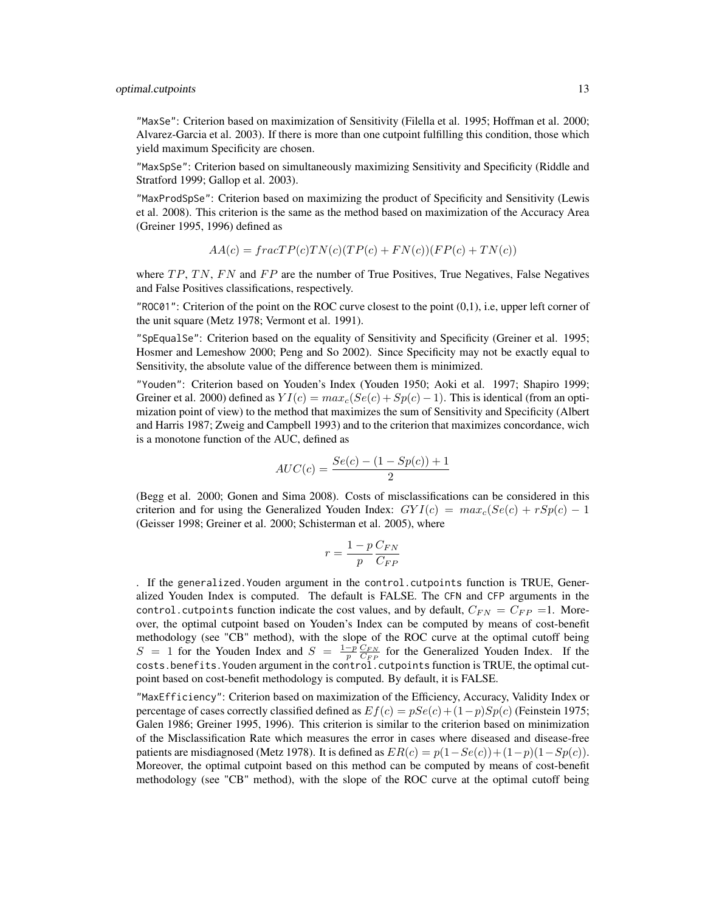"MaxSe": Criterion based on maximization of Sensitivity (Filella et al. 1995; Hoffman et al. 2000; Alvarez-Garcia et al. 2003). If there is more than one cutpoint fulfilling this condition, those which yield maximum Specificity are chosen.

"MaxSpSe": Criterion based on simultaneously maximizing Sensitivity and Specificity (Riddle and Stratford 1999; Gallop et al. 2003).

"MaxProdSpSe": Criterion based on maximizing the product of Specificity and Sensitivity (Lewis et al. 2008). This criterion is the same as the method based on maximization of the Accuracy Area (Greiner 1995, 1996) defined as

$$AA(c) = fracTP(c)TN(c)(TP(c) + FN(c))(FP(c) + TN(c))$$

where $TP$, $TN$, $FN$ and $FP$ are the number of True Positives, True Negatives, False Negatives and False Positives classifications, respectively.

"ROC01": Criterion of the point on the ROC curve closest to the point (0,1), i.e, upper left corner of the unit square (Metz 1978; Vermont et al. 1991).

"SpEqualSe": Criterion based on the equality of Sensitivity and Specificity (Greiner et al. 1995; Hosmer and Lemeshow 2000; Peng and So 2002). Since Specificity may not be exactly equal to Sensitivity, the absolute value of the difference between them is minimized.

"Youden": Criterion based on Youden's Index (Youden 1950; Aoki et al. 1997; Shapiro 1999; Greiner et al. 2000) defined as $YI(c) = max_c(Se(c) + Sp(c) - 1)$. This is identical (from an optimization point of view) to the method that maximizes the sum of Sensitivity and Specificity (Albert and Harris 1987; Zweig and Campbell 1993) and to the criterion that maximizes concordance, wich is a monotone function of the AUC, defined as

$$AUC(c) = \frac{Se(c) - (1 - Sp(c)) + 1}{2}$$

(Begg et al. 2000; Gonen and Sima 2008). Costs of misclassifications can be considered in this criterion and for using the Generalized Youden Index: $GYI(c) = max_c(Se(c) + rSp(c) - 1$ (Geisser 1998; Greiner et al. 2000; Schisterman et al. 2005), where

$$r = \frac{1-p}{p}\frac{C_{FN}}{C_{FP}}$$

. If the generalized.Youden argument in the control.cutpoints function is TRUE, Generalized Youden Index is computed. The default is FALSE. The CFN and CFP arguments in the control.cutpoints function indicate the cost values, and by default, $C_{FN} = C_{FP} = 1$. Moreover, the optimal cutpoint based on Youden's Index can be computed by means of cost-benefit methodology (see "CB" method), with the slope of the ROC curve at the optimal cutoff being $S = 1$ for the Youden Index and $S = \frac{1-p}{p}\frac{C_{FN}}{C_{FP}}$ for the Generalized Youden Index. If the costs.benefits.Youden argument in the control.cutpoints function is TRUE, the optimal cutpoint based on cost-benefit methodology is computed. By default, it is FALSE.

"MaxEfficiency": Criterion based on maximization of the Efficiency, Accuracy, Validity Index or percentage of cases correctly classified defined as $Ef(c) = pSe(c) + (1-p)Sp(c)$ (Feinstein 1975; Galen 1986; Greiner 1995, 1996). This criterion is similar to the criterion based on minimization of the Misclassification Rate which measures the error in cases where diseased and disease-free patients are misdiagnosed (Metz 1978). It is defined as $ER(c) = p(1-Se(c)) + (1-p)(1-Sp(c))$. Moreover, the optimal cutpoint based on this method can be computed by means of cost-benefit methodology (see "CB" method), with the slope of the ROC curve at the optimal cutoff being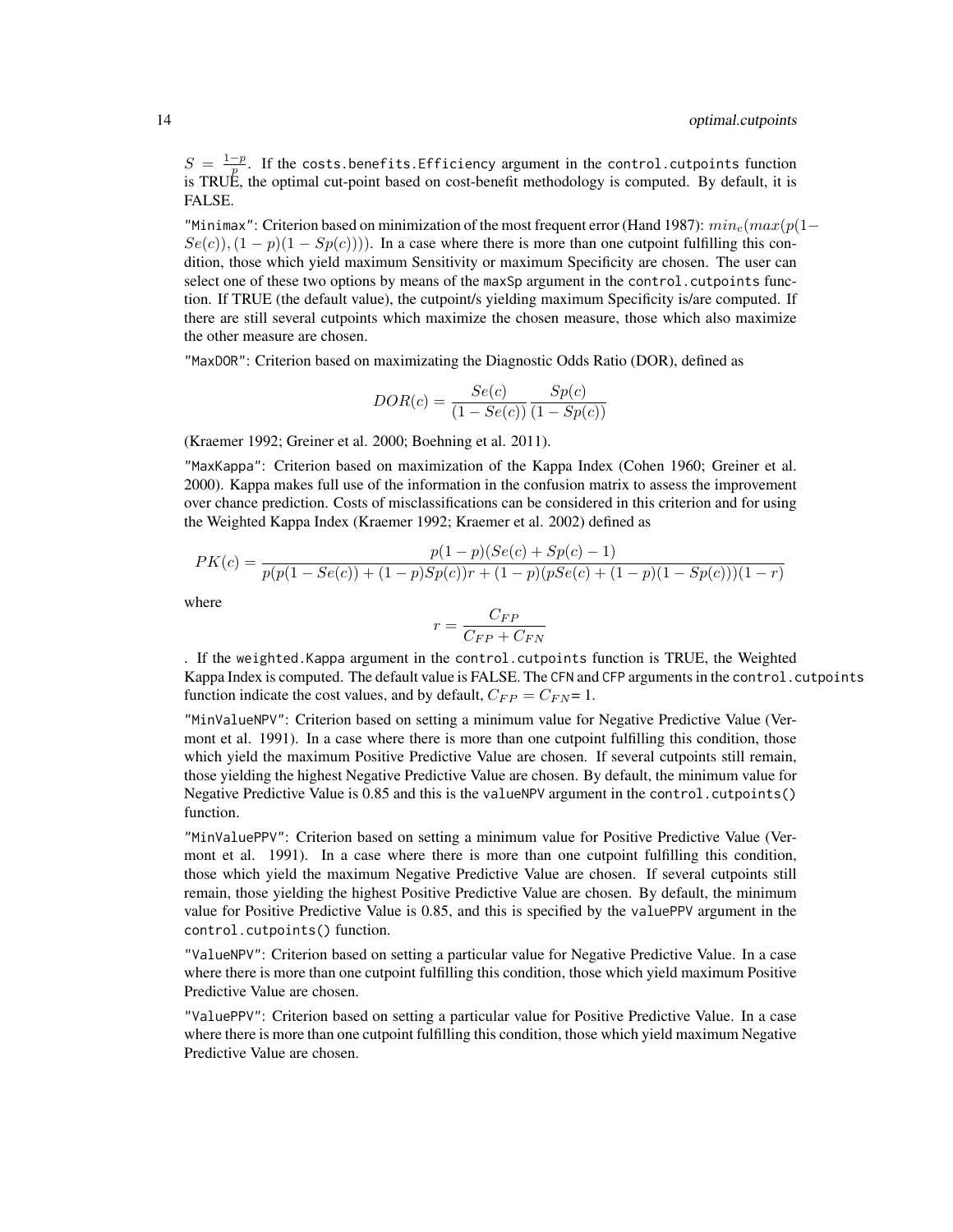$S = \frac{1-p}{p}$. If the costs.benefits.Efficiency argument in the control.cutpoints function is TRUE, the optimal cut-point based on cost-benefit methodology is computed. By default, it is FALSE.

"Minimax": Criterion based on minimization of the most frequent error (Hand 1987): $min_c(max(p(1-Se(c)),(1-p)(1-Sp(c))))$. In a case where there is more than one cutpoint fulfilling this condition, those which yield maximum Sensitivity or maximum Specificity are chosen. The user can select one of these two options by means of the maxSp argument in the control.cutpoints function. If TRUE (the default value), the cutpoint/s yielding maximum Specificity is/are computed. If there are still several cutpoints which maximize the chosen measure, those which also maximize the other measure are chosen.

"MaxDOR": Criterion based on maximizating the Diagnostic Odds Ratio (DOR), defined as

$$DOR(c) = \frac{Se(c)}{(1-Se(c))} \frac{Sp(c)}{(1-Sp(c))}$$

(Kraemer 1992; Greiner et al. 2000; Boehning et al. 2011).

"MaxKappa": Criterion based on maximization of the Kappa Index (Cohen 1960; Greiner et al. 2000). Kappa makes full use of the information in the confusion matrix to assess the improvement over chance prediction. Costs of misclassifications can be considered in this criterion and for using the Weighted Kappa Index (Kraemer 1992; Kraemer et al. 2002) defined as

$$PK(c) = \frac{p(1-p)(Se(c)+Sp(c)-1)}{p(p(1-Se(c))+(1-p)Sp(c))r+(1-p)(pSe(c)+(1-p)(1-Sp(c)))(1-r)}$$

where

$$r = \frac{C_{FP}}{C_{FP}+C_{FN}}$$

. If the weighted.Kappa argument in the control.cutpoints function is TRUE, the Weighted Kappa Index is computed. The default value is FALSE. The CFN and CFP arguments in the control.cutpoints function indicate the cost values, and by default, $C_{FP} = C_{FN} = 1$.

"MinValueNPV": Criterion based on setting a minimum value for Negative Predictive Value (Vermont et al. 1991). In a case where there is more than one cutpoint fulfilling this condition, those which yield the maximum Positive Predictive Value are chosen. If several cutpoints still remain, those yielding the highest Negative Predictive Value are chosen. By default, the minimum value for Negative Predictive Value is 0.85 and this is the valueNPV argument in the control.cutpoints() function.

"MinValuePPV": Criterion based on setting a minimum value for Positive Predictive Value (Vermont et al. 1991). In a case where there is more than one cutpoint fulfilling this condition, those which yield the maximum Negative Predictive Value are chosen. If several cutpoints still remain, those yielding the highest Positive Predictive Value are chosen. By default, the minimum value for Positive Predictive Value is 0.85, and this is specified by the valuePPV argument in the control.cutpoints() function.

"ValueNPV": Criterion based on setting a particular value for Negative Predictive Value. In a case where there is more than one cutpoint fulfilling this condition, those which yield maximum Positive Predictive Value are chosen.

"ValuePPV": Criterion based on setting a particular value for Positive Predictive Value. In a case where there is more than one cutpoint fulfilling this condition, those which yield maximum Negative Predictive Value are chosen.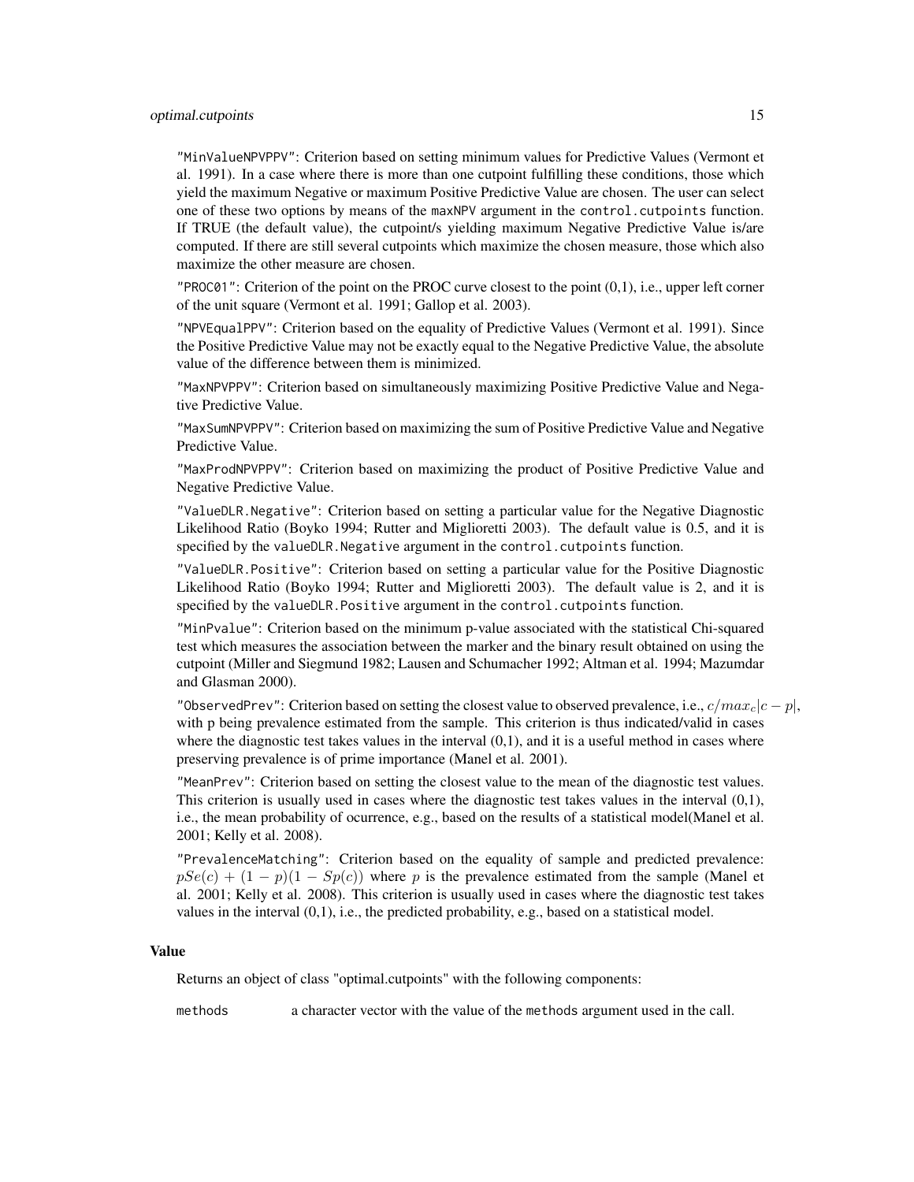"MinValueNPVPPV": Criterion based on setting minimum values for Predictive Values (Vermont et al. 1991). In a case where there is more than one cutpoint fulfilling these conditions, those which yield the maximum Negative or maximum Positive Predictive Value are chosen. The user can select one of these two options by means of the maxNPV argument in the control.cutpoints function. If TRUE (the default value), the cutpoint/s yielding maximum Negative Predictive Value is/are computed. If there are still several cutpoints which maximize the chosen measure, those which also maximize the other measure are chosen.

"PROC01": Criterion of the point on the PROC curve closest to the point (0,1), i.e., upper left corner of the unit square (Vermont et al. 1991; Gallop et al. 2003).

"NPVEqualPPV": Criterion based on the equality of Predictive Values (Vermont et al. 1991). Since the Positive Predictive Value may not be exactly equal to the Negative Predictive Value, the absolute value of the difference between them is minimized.

"MaxNPVPPV": Criterion based on simultaneously maximizing Positive Predictive Value and Negative Predictive Value.

"MaxSumNPVPPV": Criterion based on maximizing the sum of Positive Predictive Value and Negative Predictive Value.

"MaxProdNPVPPV": Criterion based on maximizing the product of Positive Predictive Value and Negative Predictive Value.

"ValueDLR.Negative": Criterion based on setting a particular value for the Negative Diagnostic Likelihood Ratio (Boyko 1994; Rutter and Miglioretti 2003). The default value is 0.5, and it is specified by the valueDLR.Negative argument in the control.cutpoints function.

"ValueDLR.Positive": Criterion based on setting a particular value for the Positive Diagnostic Likelihood Ratio (Boyko 1994; Rutter and Miglioretti 2003). The default value is 2, and it is specified by the valueDLR.Positive argument in the control.cutpoints function.

"MinPvalue": Criterion based on the minimum p-value associated with the statistical Chi-squared test which measures the association between the marker and the binary result obtained on using the cutpoint (Miller and Siegmund 1982; Lausen and Schumacher 1992; Altman et al. 1994; Mazumdar and Glasman 2000).

"ObservedPrev": Criterion based on setting the closest value to observed prevalence, i.e., $c/max_c|c-p|$, with p being prevalence estimated from the sample. This criterion is thus indicated/valid in cases where the diagnostic test takes values in the interval (0,1), and it is a useful method in cases where preserving prevalence is of prime importance (Manel et al. 2001).

"MeanPrev": Criterion based on setting the closest value to the mean of the diagnostic test values. This criterion is usually used in cases where the diagnostic test takes values in the interval (0,1), i.e., the mean probability of ocurrence, e.g., based on the results of a statistical model(Manel et al. 2001; Kelly et al. 2008).

"PrevalenceMatching": Criterion based on the equality of sample and predicted prevalence: $pSe(c) + (1-p)(1-Sp(c))$ where $p$ is the prevalence estimated from the sample (Manel et al. 2001; Kelly et al. 2008). This criterion is usually used in cases where the diagnostic test takes values in the interval (0,1), i.e., the predicted probability, e.g., based on a statistical model.

### Value

Returns an object of class "optimal.cutpoints" with the following components:

methods — a character vector with the value of the methods argument used in the call.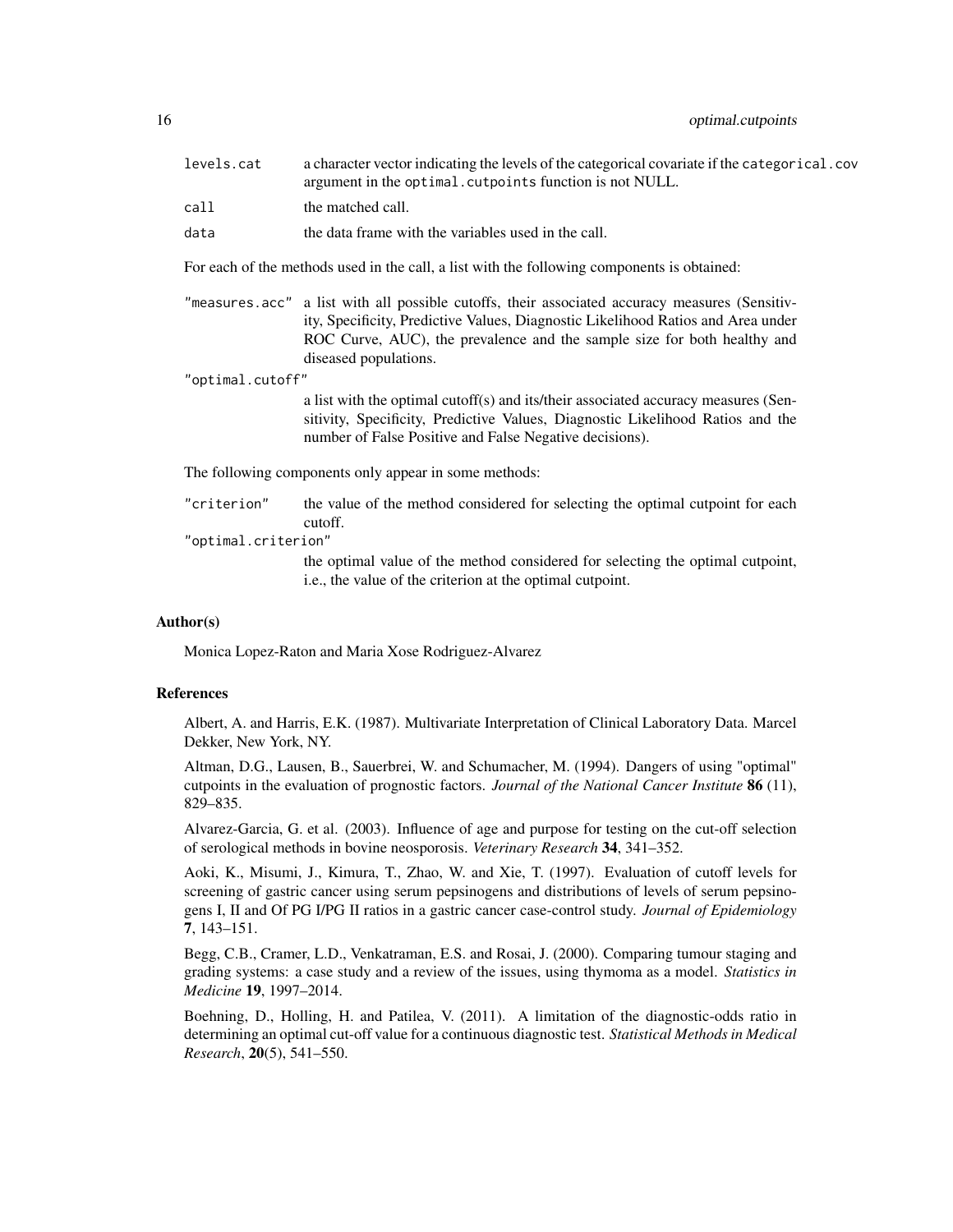levels.cat — a character vector indicating the levels of the categorical covariate if the `categorical.cov` argument in the `optimal.cutpoints` function is not NULL.

call — the matched call.

data — the data frame with the variables used in the call.

For each of the methods used in the call, a list with the following components is obtained:

"measures.acc" — a list with all possible cutoffs, their associated accuracy measures (Sensitivity, Specificity, Predictive Values, Diagnostic Likelihood Ratios and Area under ROC Curve, AUC), the prevalence and the sample size for both healthy and diseased populations.

"optimal.cutoff" — a list with the optimal cutoff(s) and its/their associated accuracy measures (Sensitivity, Specificity, Predictive Values, Diagnostic Likelihood Ratios and the number of False Positive and False Negative decisions).

The following components only appear in some methods:

"criterion" — the value of the method considered for selecting the optimal cutpoint for each cutoff.

"optimal.criterion" — the optimal value of the method considered for selecting the optimal cutpoint, i.e., the value of the criterion at the optimal cutpoint.

## Author(s)

Monica Lopez-Raton and Maria Xose Rodriguez-Alvarez

## References

Albert, A. and Harris, E.K. (1987). Multivariate Interpretation of Clinical Laboratory Data. Marcel Dekker, New York, NY.

Altman, D.G., Lausen, B., Sauerbrei, W. and Schumacher, M. (1994). Dangers of using "optimal" cutpoints in the evaluation of prognostic factors. *Journal of the National Cancer Institute* **86** (11), 829–835.

Alvarez-Garcia, G. et al. (2003). Influence of age and purpose for testing on the cut-off selection of serological methods in bovine neosporosis. *Veterinary Research* **34**, 341–352.

Aoki, K., Misumi, J., Kimura, T., Zhao, W. and Xie, T. (1997). Evaluation of cutoff levels for screening of gastric cancer using serum pepsinogens and distributions of levels of serum pepsinogens I, II and Of PG I/PG II ratios in a gastric cancer case-control study. *Journal of Epidemiology* **7**, 143–151.

Begg, C.B., Cramer, L.D., Venkatraman, E.S. and Rosai, J. (2000). Comparing tumour staging and grading systems: a case study and a review of the issues, using thymoma as a model. *Statistics in Medicine* **19**, 1997–2014.

Boehning, D., Holling, H. and Patilea, V. (2011). A limitation of the diagnostic-odds ratio in determining an optimal cut-off value for a continuous diagnostic test. *Statistical Methods in Medical Research*, **20**(5), 541–550.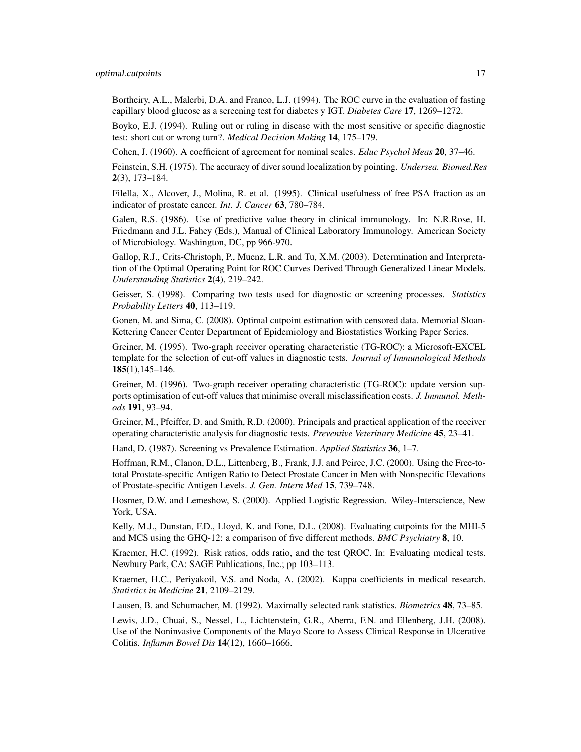Bortheiry, A.L., Malerbi, D.A. and Franco, L.J. (1994). The ROC curve in the evaluation of fasting capillary blood glucose as a screening test for diabetes y IGT. *Diabetes Care* **17**, 1269–1272.

Boyko, E.J. (1994). Ruling out or ruling in disease with the most sensitive or specific diagnostic test: short cut or wrong turn?. *Medical Decision Making* **14**, 175–179.

Cohen, J. (1960). A coefficient of agreement for nominal scales. *Educ Psychol Meas* **20**, 37–46.

Feinstein, S.H. (1975). The accuracy of diver sound localization by pointing. *Undersea. Biomed.Res* **2**(3), 173–184.

Filella, X., Alcover, J., Molina, R. et al. (1995). Clinical usefulness of free PSA fraction as an indicator of prostate cancer. *Int. J. Cancer* **63**, 780–784.

Galen, R.S. (1986). Use of predictive value theory in clinical immunology. In: N.R.Rose, H. Friedmann and J.L. Fahey (Eds.), Manual of Clinical Laboratory Immunology. American Society of Microbiology. Washington, DC, pp 966-970.

Gallop, R.J., Crits-Christoph, P., Muenz, L.R. and Tu, X.M. (2003). Determination and Interpretation of the Optimal Operating Point for ROC Curves Derived Through Generalized Linear Models. *Understanding Statistics* **2**(4), 219–242.

Geisser, S. (1998). Comparing two tests used for diagnostic or screening processes. *Statistics Probability Letters* **40**, 113–119.

Gonen, M. and Sima, C. (2008). Optimal cutpoint estimation with censored data. Memorial Sloan-Kettering Cancer Center Department of Epidemiology and Biostatistics Working Paper Series.

Greiner, M. (1995). Two-graph receiver operating characteristic (TG-ROC): a Microsoft-EXCEL template for the selection of cut-off values in diagnostic tests. *Journal of Immunological Methods* **185**(1),145–146.

Greiner, M. (1996). Two-graph receiver operating characteristic (TG-ROC): update version supports optimisation of cut-off values that minimise overall misclassification costs. *J. Immunol. Methods* **191**, 93–94.

Greiner, M., Pfeiffer, D. and Smith, R.D. (2000). Principals and practical application of the receiver operating characteristic analysis for diagnostic tests. *Preventive Veterinary Medicine* **45**, 23–41.

Hand, D. (1987). Screening vs Prevalence Estimation. *Applied Statistics* **36**, 1–7.

Hoffman, R.M., Clanon, D.L., Littenberg, B., Frank, J.J. and Peirce, J.C. (2000). Using the Free-to-total Prostate-specific Antigen Ratio to Detect Prostate Cancer in Men with Nonspecific Elevations of Prostate-specific Antigen Levels. *J. Gen. Intern Med* **15**, 739–748.

Hosmer, D.W. and Lemeshow, S. (2000). Applied Logistic Regression. Wiley-Interscience, New York, USA.

Kelly, M.J., Dunstan, F.D., Lloyd, K. and Fone, D.L. (2008). Evaluating cutpoints for the MHI-5 and MCS using the GHQ-12: a comparison of five different methods. *BMC Psychiatry* **8**, 10.

Kraemer, H.C. (1992). Risk ratios, odds ratio, and the test QROC. In: Evaluating medical tests. Newbury Park, CA: SAGE Publications, Inc.; pp 103–113.

Kraemer, H.C., Periyakoil, V.S. and Noda, A. (2002). Kappa coefficients in medical research. *Statistics in Medicine* **21**, 2109–2129.

Lausen, B. and Schumacher, M. (1992). Maximally selected rank statistics. *Biometrics* **48**, 73–85.

Lewis, J.D., Chuai, S., Nessel, L., Lichtenstein, G.R., Aberra, F.N. and Ellenberg, J.H. (2008). Use of the Noninvasive Components of the Mayo Score to Assess Clinical Response in Ulcerative Colitis. *Inflamm Bowel Dis* **14**(12), 1660–1666.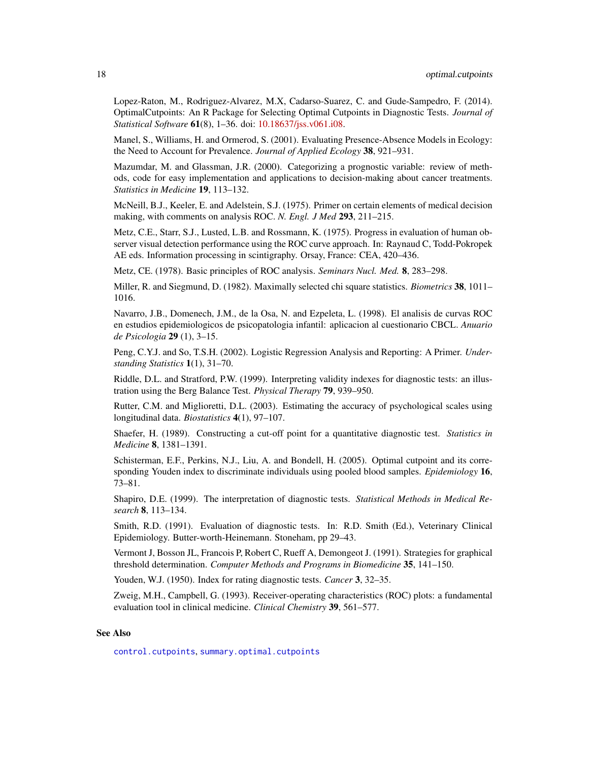Lopez-Raton, M., Rodriguez-Alvarez, M.X, Cadarso-Suarez, C. and Gude-Sampedro, F. (2014). OptimalCutpoints: An R Package for Selecting Optimal Cutpoints in Diagnostic Tests. *Journal of Statistical Software* **61**(8), 1–36. doi: 10.18637/jss.v061.i08.

Manel, S., Williams, H. and Ormerod, S. (2001). Evaluating Presence-Absence Models in Ecology: the Need to Account for Prevalence. *Journal of Applied Ecology* **38**, 921–931.

Mazumdar, M. and Glassman, J.R. (2000). Categorizing a prognostic variable: review of methods, code for easy implementation and applications to decision-making about cancer treatments. *Statistics in Medicine* **19**, 113–132.

McNeill, B.J., Keeler, E. and Adelstein, S.J. (1975). Primer on certain elements of medical decision making, with comments on analysis ROC. *N. Engl. J Med* **293**, 211–215.

Metz, C.E., Starr, S.J., Lusted, L.B. and Rossmann, K. (1975). Progress in evaluation of human observer visual detection performance using the ROC curve approach. In: Raynaud C, Todd-Pokropek AE eds. Information processing in scintigraphy. Orsay, France: CEA, 420–436.

Metz, CE. (1978). Basic principles of ROC analysis. *Seminars Nucl. Med.* **8**, 283–298.

Miller, R. and Siegmund, D. (1982). Maximally selected chi square statistics. *Biometrics* **38**, 1011–1016.

Navarro, J.B., Domenech, J.M., de la Osa, N. and Ezpeleta, L. (1998). El analisis de curvas ROC en estudios epidemiologicos de psicopatologia infantil: aplicacion al cuestionario CBCL. *Anuario de Psicologia* **29** (1), 3–15.

Peng, C.Y.J. and So, T.S.H. (2002). Logistic Regression Analysis and Reporting: A Primer. *Understanding Statistics* **1**(1), 31–70.

Riddle, D.L. and Stratford, P.W. (1999). Interpreting validity indexes for diagnostic tests: an illustration using the Berg Balance Test. *Physical Therapy* **79**, 939–950.

Rutter, C.M. and Miglioretti, D.L. (2003). Estimating the accuracy of psychological scales using longitudinal data. *Biostatistics* **4**(1), 97–107.

Shaefer, H. (1989). Constructing a cut-off point for a quantitative diagnostic test. *Statistics in Medicine* **8**, 1381–1391.

Schisterman, E.F., Perkins, N.J., Liu, A. and Bondell, H. (2005). Optimal cutpoint and its corresponding Youden index to discriminate individuals using pooled blood samples. *Epidemiology* **16**, 73–81.

Shapiro, D.E. (1999). The interpretation of diagnostic tests. *Statistical Methods in Medical Research* **8**, 113–134.

Smith, R.D. (1991). Evaluation of diagnostic tests. In: R.D. Smith (Ed.), Veterinary Clinical Epidemiology. Butter-worth-Heinemann. Stoneham, pp 29–43.

Vermont J, Bosson JL, Francois P, Robert C, Rueff A, Demongeot J. (1991). Strategies for graphical threshold determination. *Computer Methods and Programs in Biomedicine* **35**, 141–150.

Youden, W.J. (1950). Index for rating diagnostic tests. *Cancer* **3**, 32–35.

Zweig, M.H., Campbell, G. (1993). Receiver-operating characteristics (ROC) plots: a fundamental evaluation tool in clinical medicine. *Clinical Chemistry* **39**, 561–577.

## See Also

`control.cutpoints`, `summary.optimal.cutpoints`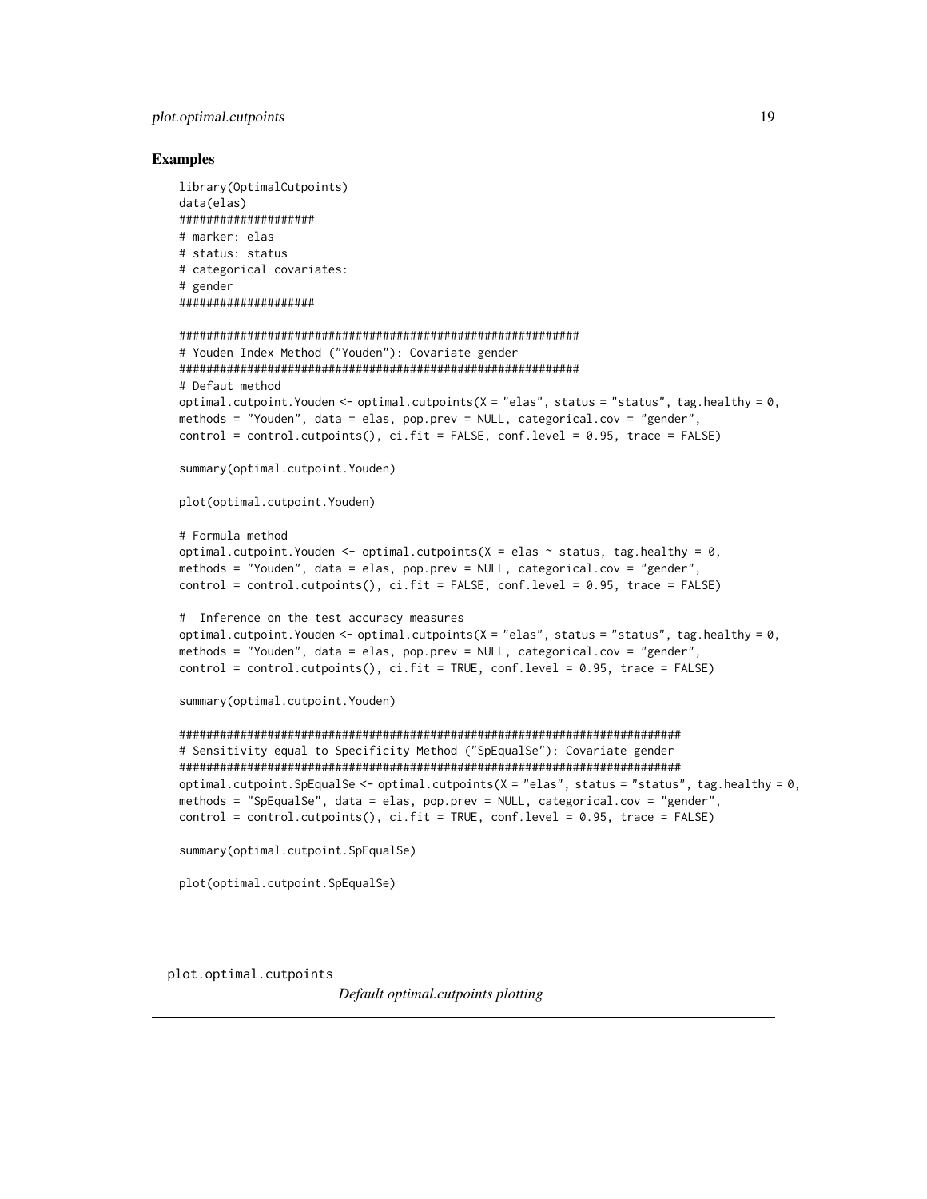## Examples

```
library(OptimalCutpoints)
data(elas)
###################
# marker: elas
# status: status
# categorical covariates:
# gender
###################

##########################################################
# Youden Index Method ("Youden"): Covariate gender
##########################################################
# Defaut method
optimal.cutpoint.Youden <- optimal.cutpoints(X = "elas", status = "status", tag.healthy = 0,
methods = "Youden", data = elas, pop.prev = NULL, categorical.cov = "gender",
control = control.cutpoints(), ci.fit = FALSE, conf.level = 0.95, trace = FALSE)

summary(optimal.cutpoint.Youden)

plot(optimal.cutpoint.Youden)

# Formula method
optimal.cutpoint.Youden <- optimal.cutpoints(X = elas ~ status, tag.healthy = 0,
methods = "Youden", data = elas, pop.prev = NULL, categorical.cov = "gender",
control = control.cutpoints(), ci.fit = FALSE, conf.level = 0.95, trace = FALSE)

#  Inference on the test accuracy measures
optimal.cutpoint.Youden <- optimal.cutpoints(X = "elas", status = "status", tag.healthy = 0,
methods = "Youden", data = elas, pop.prev = NULL, categorical.cov = "gender",
control = control.cutpoints(), ci.fit = TRUE, conf.level = 0.95, trace = FALSE)

summary(optimal.cutpoint.Youden)

##########################################################################
# Sensitivity equal to Specificity Method ("SpEqualSe"): Covariate gender
##########################################################################
optimal.cutpoint.SpEqualSe <- optimal.cutpoints(X = "elas", status = "status", tag.healthy = 0,
methods = "SpEqualSe", data = elas, pop.prev = NULL, categorical.cov = "gender",
control = control.cutpoints(), ci.fit = TRUE, conf.level = 0.95, trace = FALSE)

summary(optimal.cutpoint.SpEqualSe)

plot(optimal.cutpoint.SpEqualSe)
```

---

plot.optimal.cutpoints *Default optimal.cutpoints plotting*

---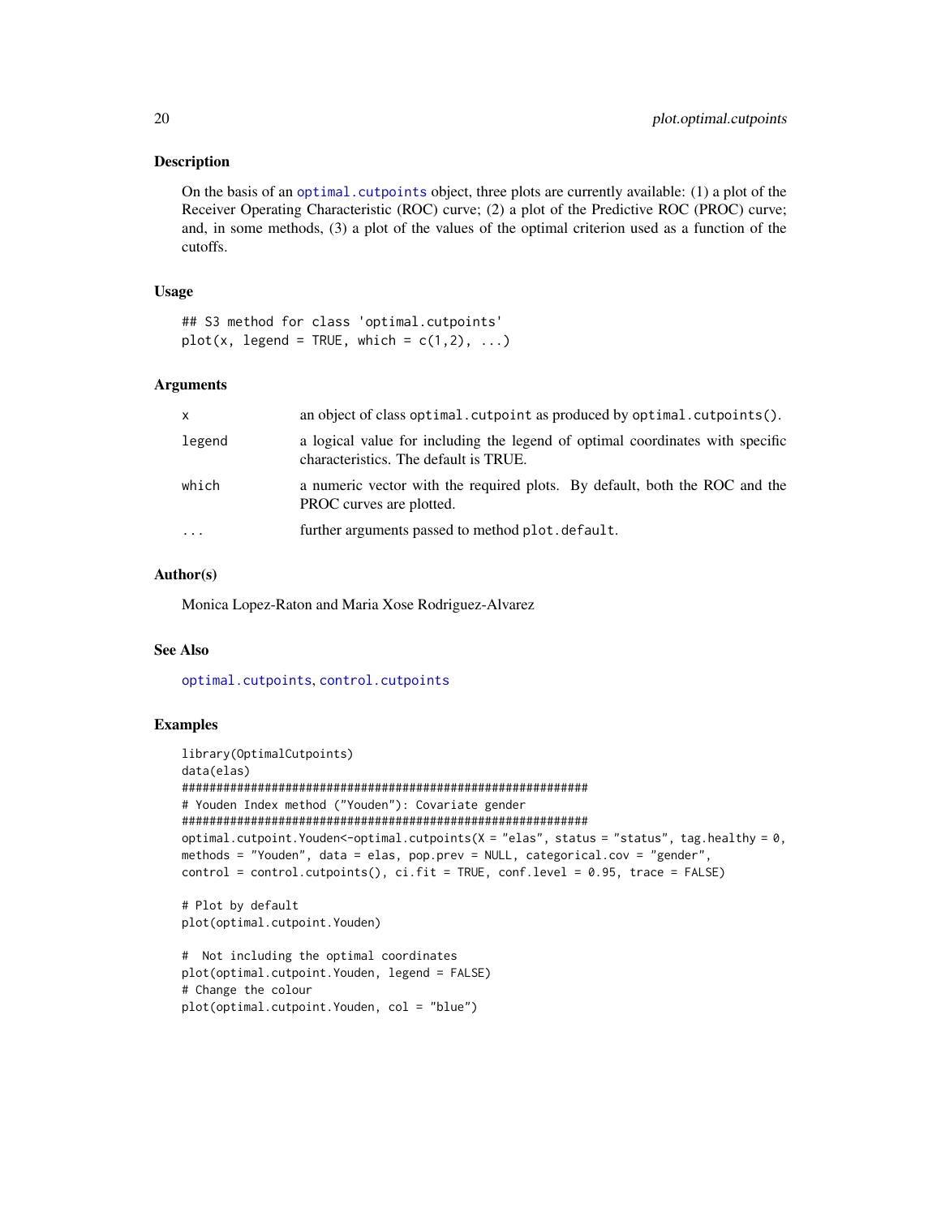### Description

On the basis of an `optimal.cutpoints` object, three plots are currently available: (1) a plot of the Receiver Operating Characteristic (ROC) curve; (2) a plot of the Predictive ROC (PROC) curve; and, in some methods, (3) a plot of the values of the optimal criterion used as a function of the cutoffs.

### Usage

```
## S3 method for class 'optimal.cutpoints'
plot(x, legend = TRUE, which = c(1,2), ...)
```

### Arguments

| | |
|---|---|
| `x` | an object of class `optimal.cutpoint` as produced by `optimal.cutpoints()`. |
| `legend` | a logical value for including the legend of optimal coordinates with specific characteristics. The default is TRUE. |
| `which` | a numeric vector with the required plots. By default, both the ROC and the PROC curves are plotted. |
| `...` | further arguments passed to method `plot.default`. |

### Author(s)

Monica Lopez-Raton and Maria Xose Rodriguez-Alvarez

### See Also

`optimal.cutpoints`, `control.cutpoints`

### Examples

```
library(OptimalCutpoints)
data(elas)
##############################################################
# Youden Index method ("Youden"): Covariate gender
##############################################################
optimal.cutpoint.Youden<-optimal.cutpoints(X = "elas", status = "status", tag.healthy = 0,
methods = "Youden", data = elas, pop.prev = NULL, categorical.cov = "gender",
control = control.cutpoints(), ci.fit = TRUE, conf.level = 0.95, trace = FALSE)

# Plot by default
plot(optimal.cutpoint.Youden)

#  Not including the optimal coordinates
plot(optimal.cutpoint.Youden, legend = FALSE)
# Change the colour
plot(optimal.cutpoint.Youden, col = "blue")
```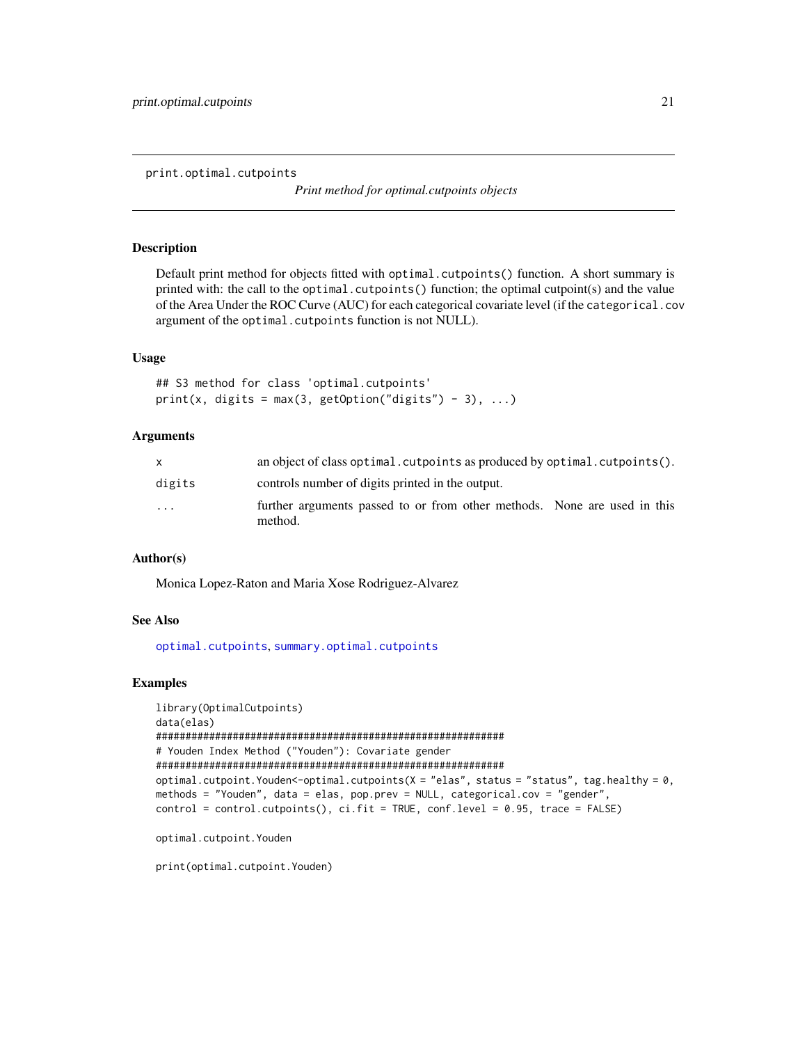# print.optimal.cutpoints

*Print method for optimal.cutpoints objects*

## Description

Default print method for objects fitted with `optimal.cutpoints()` function. A short summary is printed with: the call to the `optimal.cutpoints()` function; the optimal cutpoint(s) and the value of the Area Under the ROC Curve (AUC) for each categorical covariate level (if the `categorical.cov` argument of the `optimal.cutpoints` function is not NULL).

## Usage

```
## S3 method for class 'optimal.cutpoints'
print(x, digits = max(3, getOption("digits") - 3), ...)
```

## Arguments

| | |
|---|---|
| `x` | an object of class `optimal.cutpoints` as produced by `optimal.cutpoints()`. |
| `digits` | controls number of digits printed in the output. |
| `...` | further arguments passed to or from other methods. None are used in this method. |

## Author(s)

Monica Lopez-Raton and Maria Xose Rodriguez-Alvarez

## See Also

`optimal.cutpoints`, `summary.optimal.cutpoints`

## Examples

```
library(OptimalCutpoints)
data(elas)
###########################################################
# Youden Index Method ("Youden"): Covariate gender
###########################################################
optimal.cutpoint.Youden<-optimal.cutpoints(X = "elas", status = "status", tag.healthy = 0,
methods = "Youden", data = elas, pop.prev = NULL, categorical.cov = "gender",
control = control.cutpoints(), ci.fit = TRUE, conf.level = 0.95, trace = FALSE)

optimal.cutpoint.Youden

print(optimal.cutpoint.Youden)
```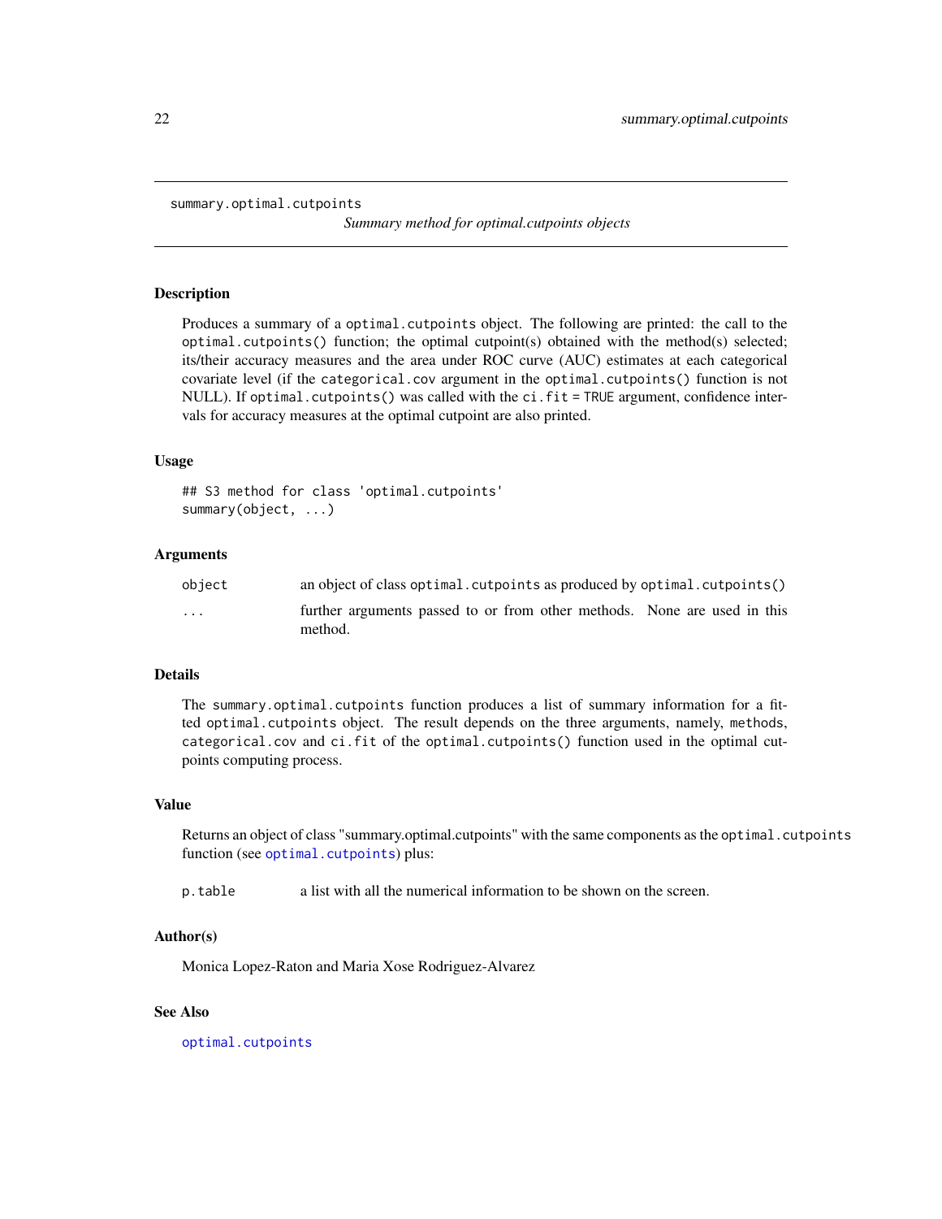summary.optimal.cutpoints

*Summary method for optimal.cutpoints objects*

## Description

Produces a summary of a `optimal.cutpoints` object. The following are printed: the call to the `optimal.cutpoints()` function; the optimal cutpoint(s) obtained with the method(s) selected; its/their accuracy measures and the area under ROC curve (AUC) estimates at each categorical covariate level (if the `categorical.cov` argument in the `optimal.cutpoints()` function is not NULL). If `optimal.cutpoints()` was called with the `ci.fit = TRUE` argument, confidence intervals for accuracy measures at the optimal cutpoint are also printed.

## Usage

```
## S3 method for class 'optimal.cutpoints'
summary(object, ...)
```

## Arguments

| | |
|---|---|
| `object` | an object of class `optimal.cutpoints` as produced by `optimal.cutpoints()` |
| `...` | further arguments passed to or from other methods. None are used in this method. |

## Details

The `summary.optimal.cutpoints` function produces a list of summary information for a fitted `optimal.cutpoints` object. The result depends on the three arguments, namely, `methods`, `categorical.cov` and `ci.fit` of the `optimal.cutpoints()` function used in the optimal cutpoints computing process.

## Value

Returns an object of class "summary.optimal.cutpoints" with the same components as the `optimal.cutpoints` function (see `optimal.cutpoints`) plus:

| | |
|---|---|
| `p.table` | a list with all the numerical information to be shown on the screen. |

## Author(s)

Monica Lopez-Raton and Maria Xose Rodriguez-Alvarez

## See Also

`optimal.cutpoints`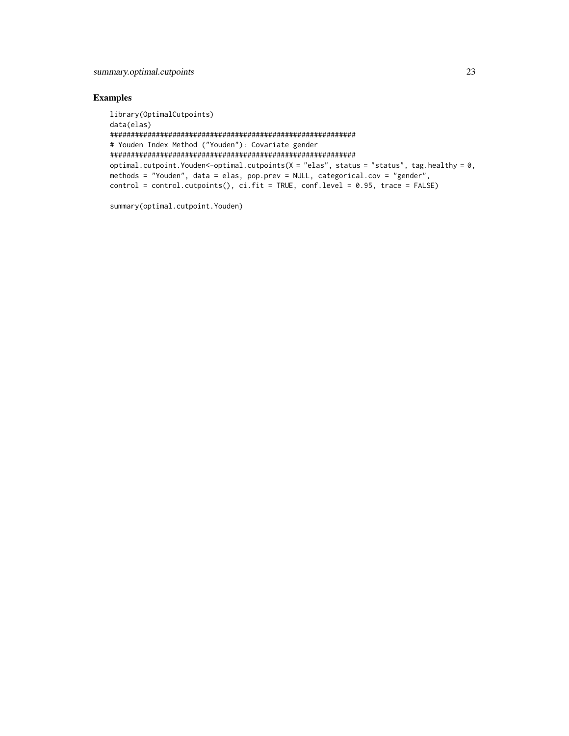## Examples

```
library(OptimalCutpoints)
data(elas)
###########################################################
# Youden Index Method ("Youden"): Covariate gender
###########################################################
optimal.cutpoint.Youden<-optimal.cutpoints(X = "elas", status = "status", tag.healthy = 0,
methods = "Youden", data = elas, pop.prev = NULL, categorical.cov = "gender",
control = control.cutpoints(), ci.fit = TRUE, conf.level = 0.95, trace = FALSE)

summary(optimal.cutpoint.Youden)
```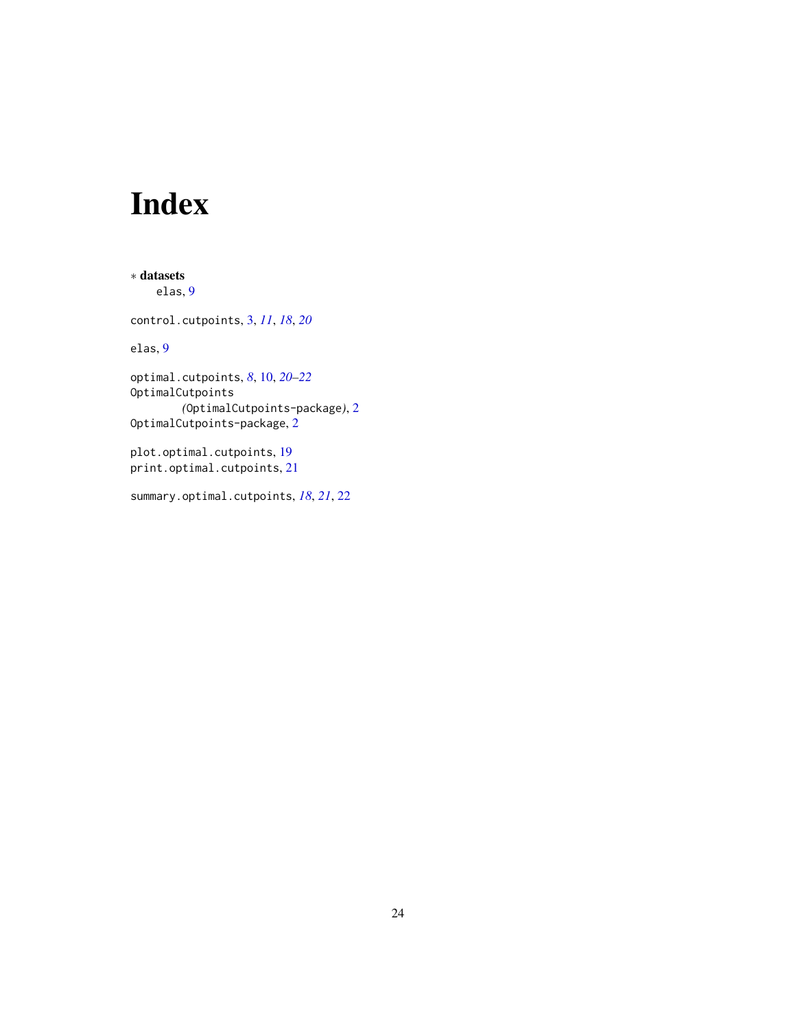# Index

∗ **datasets**
    elas, 9

control.cutpoints, 3, *11*, *18*, *20*

elas, 9

optimal.cutpoints, *8*, 10, *20–22*
OptimalCutpoints
        *(*OptimalCutpoints-package*)*, 2
OptimalCutpoints-package, 2

plot.optimal.cutpoints, 19
print.optimal.cutpoints, 21

summary.optimal.cutpoints, *18*, *21*, 22